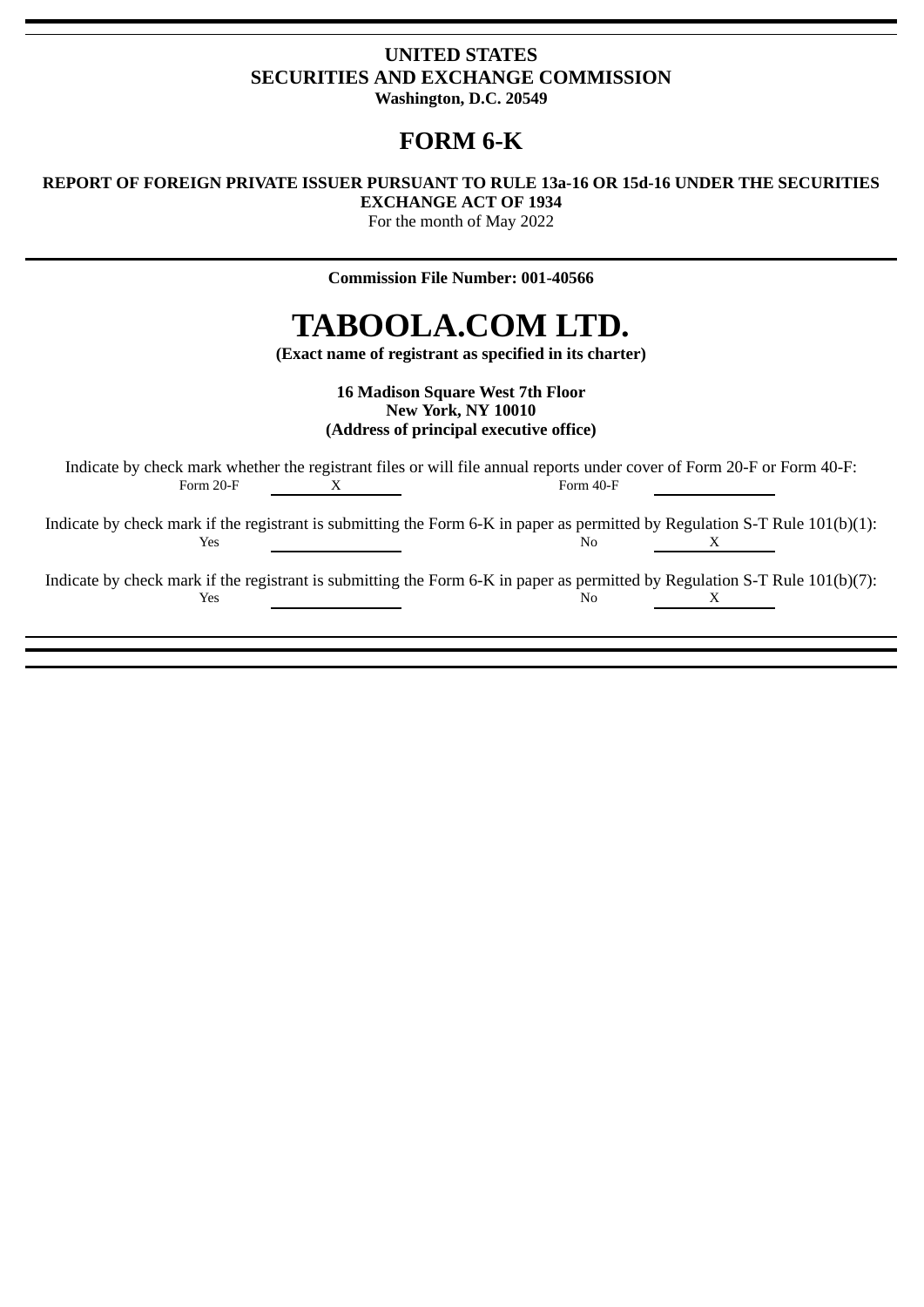**UNITED STATES**
**SECURITIES AND EXCHANGE COMMISSION**
**Washington, D.C. 20549**

# FORM 6-K

**REPORT OF FOREIGN PRIVATE ISSUER PURSUANT TO RULE 13a-16 OR 15d-16 UNDER THE SECURITIES EXCHANGE ACT OF 1934**

For the month of May 2022

**Commission File Number: 001-40566**

# TABOOLA.COM LTD.

**(Exact name of registrant as specified in its charter)**

**16 Madison Square West 7th Floor**
**New York, NY 10010**
**(Address of principal executive office)**

Indicate by check mark whether the registrant files or will file annual reports under cover of Form 20-F or Form 40-F:

Form 20-F X Form 40-F \_\_\_\_

Indicate by check mark if the registrant is submitting the Form 6-K in paper as permitted by Regulation S-T Rule 101(b)(1):

Yes \_\_\_\_ No X

Indicate by check mark if the registrant is submitting the Form 6-K in paper as permitted by Regulation S-T Rule 101(b)(7):

Yes \_\_\_\_ No X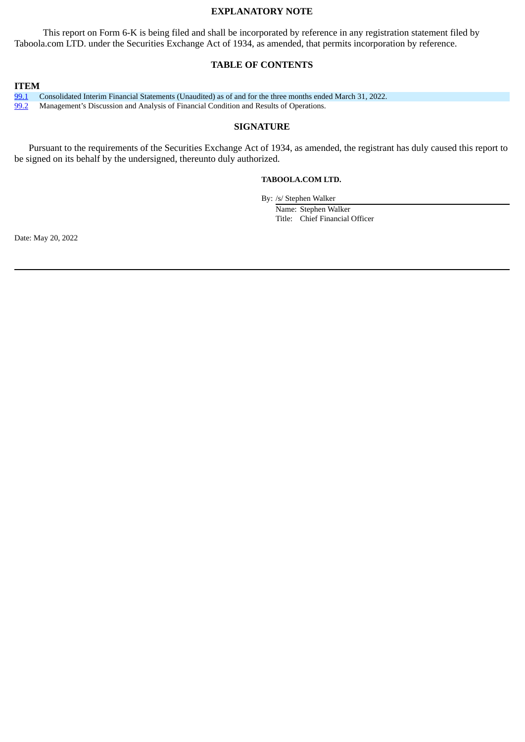## EXPLANATORY NOTE

This report on Form 6-K is being filed and shall be incorporated by reference in any registration statement filed by Taboola.com LTD. under the Securities Exchange Act of 1934, as amended, that permits incorporation by reference.

## TABLE OF CONTENTS

| ITEM | |
|---|---|
| 99.1 | Consolidated Interim Financial Statements (Unaudited) as of and for the three months ended March 31, 2022. |
| 99.2 | Management's Discussion and Analysis of Financial Condition and Results of Operations. |

## SIGNATURE

Pursuant to the requirements of the Securities Exchange Act of 1934, as amended, the registrant has duly caused this report to be signed on its behalf by the undersigned, thereunto duly authorized.

**TABOOLA.COM LTD.**

By: /s/ Stephen Walker
Name: Stephen Walker
Title: Chief Financial Officer

Date: May 20, 2022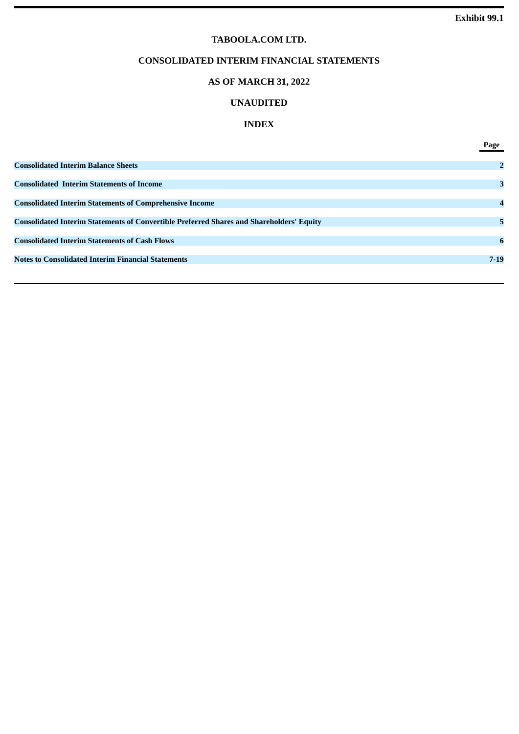**Exhibit 99.1**

# TABOOLA.COM LTD.

## CONSOLIDATED INTERIM FINANCIAL STATEMENTS

## AS OF MARCH 31, 2022

## UNAUDITED

## INDEX

| | Page |
|---|---|
| **Consolidated Interim Balance Sheets** | **2** |
| **Consolidated Interim Statements of Income** | **3** |
| **Consolidated Interim Statements of Comprehensive Income** | **4** |
| **Consolidated Interim Statements of Convertible Preferred Shares and Shareholders' Equity** | **5** |
| **Consolidated Interim Statements of Cash Flows** | **6** |
| **Notes to Consolidated Interim Financial Statements** | **7-19** |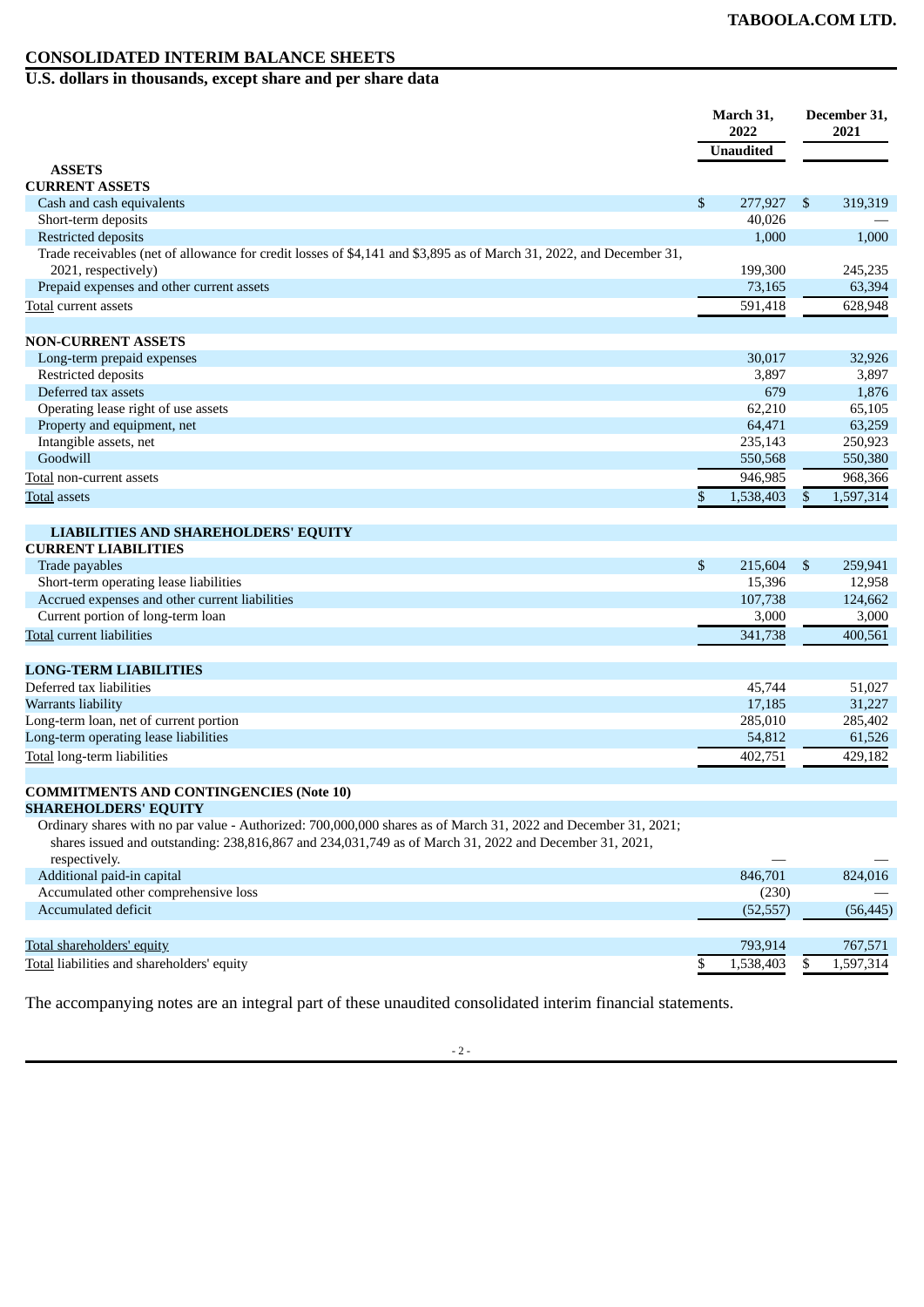# CONSOLIDATED INTERIM BALANCE SHEETS

## U.S. dollars in thousands, except share and per share data

| | March 31, 2022 | December 31, 2021 |
|---|---|---|
| | Unaudited | |
| **ASSETS** | | |
| **CURRENT ASSETS** | | |
| Cash and cash equivalents | $ 277,927 | $ 319,319 |
| Short-term deposits | 40,026 | — |
| Restricted deposits | 1,000 | 1,000 |
| Trade receivables (net of allowance for credit losses of $4,141 and $3,895 as of March 31, 2022, and December 31, 2021, respectively) | 199,300 | 245,235 |
| Prepaid expenses and other current assets | 73,165 | 63,394 |
| Total current assets | 591,418 | 628,948 |
| **NON-CURRENT ASSETS** | | |
| Long-term prepaid expenses | 30,017 | 32,926 |
| Restricted deposits | 3,897 | 3,897 |
| Deferred tax assets | 679 | 1,876 |
| Operating lease right of use assets | 62,210 | 65,105 |
| Property and equipment, net | 64,471 | 63,259 |
| Intangible assets, net | 235,143 | 250,923 |
| Goodwill | 550,568 | 550,380 |
| Total non-current assets | 946,985 | 968,366 |
| Total assets | $ 1,538,403 | $ 1,597,314 |
| **LIABILITIES AND SHAREHOLDERS' EQUITY** | | |
| **CURRENT LIABILITIES** | | |
| Trade payables | $ 215,604 | $ 259,941 |
| Short-term operating lease liabilities | 15,396 | 12,958 |
| Accrued expenses and other current liabilities | 107,738 | 124,662 |
| Current portion of long-term loan | 3,000 | 3,000 |
| Total current liabilities | 341,738 | 400,561 |
| **LONG-TERM LIABILITIES** | | |
| Deferred tax liabilities | 45,744 | 51,027 |
| Warrants liability | 17,185 | 31,227 |
| Long-term loan, net of current portion | 285,010 | 285,402 |
| Long-term operating lease liabilities | 54,812 | 61,526 |
| Total long-term liabilities | 402,751 | 429,182 |
| **COMMITMENTS AND CONTINGENCIES (Note 10)** | | |
| **SHAREHOLDERS' EQUITY** | | |
| Ordinary shares with no par value - Authorized: 700,000,000 shares as of March 31, 2022 and December 31, 2021; shares issued and outstanding: 238,816,867 and 234,031,749 as of March 31, 2022 and December 31, 2021, respectively. | — | — |
| Additional paid-in capital | 846,701 | 824,016 |
| Accumulated other comprehensive loss | (230) | — |
| Accumulated deficit | (52,557) | (56,445) |
| Total shareholders' equity | 793,914 | 767,571 |
| Total liabilities and shareholders' equity | $ 1,538,403 | $ 1,597,314 |

The accompanying notes are an integral part of these unaudited consolidated interim financial statements.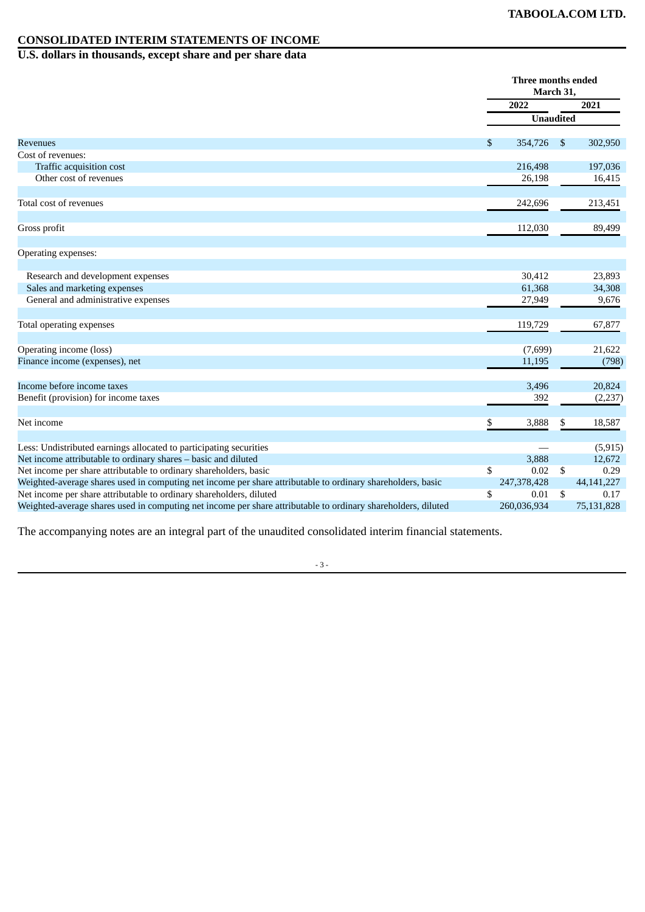**TABOOLA.COM LTD.**

## CONSOLIDATED INTERIM STATEMENTS OF INCOME

### U.S. dollars in thousands, except share and per share data

| | Three months ended March 31, | |
|---|---|---|
| | 2022 | 2021 |
| | Unaudited | |
| Revenues | $ 354,726 | $ 302,950 |
| Cost of revenues: | | |
| Traffic acquisition cost | 216,498 | 197,036 |
| Other cost of revenues | 26,198 | 16,415 |
| Total cost of revenues | 242,696 | 213,451 |
| Gross profit | 112,030 | 89,499 |
| Operating expenses: | | |
| Research and development expenses | 30,412 | 23,893 |
| Sales and marketing expenses | 61,368 | 34,308 |
| General and administrative expenses | 27,949 | 9,676 |
| Total operating expenses | 119,729 | 67,877 |
| Operating income (loss) | (7,699) | 21,622 |
| Finance income (expenses), net | 11,195 | (798) |
| Income before income taxes | 3,496 | 20,824 |
| Benefit (provision) for income taxes | 392 | (2,237) |
| Net income | $ 3,888 | $ 18,587 |
| Less: Undistributed earnings allocated to participating securities | — | (5,915) |
| Net income attributable to ordinary shares – basic and diluted | 3,888 | 12,672 |
| Net income per share attributable to ordinary shareholders, basic | $ 0.02 | $ 0.29 |
| Weighted-average shares used in computing net income per share attributable to ordinary shareholders, basic | 247,378,428 | 44,141,227 |
| Net income per share attributable to ordinary shareholders, diluted | $ 0.01 | $ 0.17 |
| Weighted-average shares used in computing net income per share attributable to ordinary shareholders, diluted | 260,036,934 | 75,131,828 |

The accompanying notes are an integral part of the unaudited consolidated interim financial statements.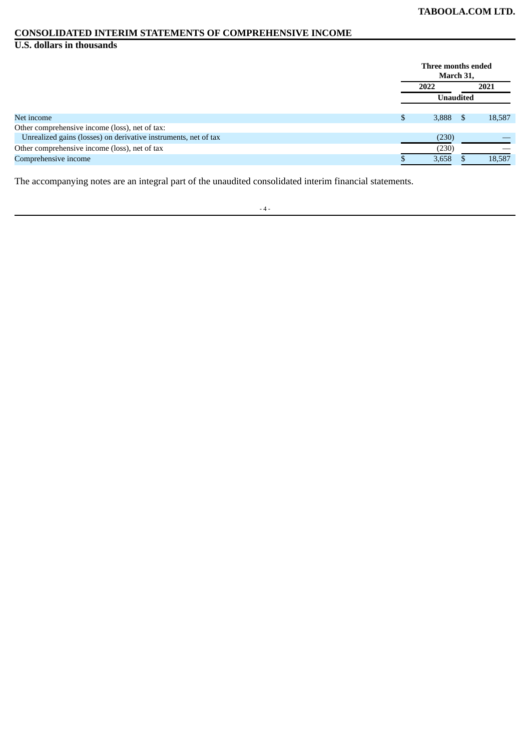## CONSOLIDATED INTERIM STATEMENTS OF COMPREHENSIVE INCOME

**U.S. dollars in thousands**

| | Three months ended March 31, | |
|---|---|---|
| | 2022 | 2021 |
| | Unaudited | |
| Net income | $ 3,888 | $ 18,587 |
| Other comprehensive income (loss), net of tax: | | |
| Unrealized gains (losses) on derivative instruments, net of tax | (230) | — |
| Other comprehensive income (loss), net of tax | (230) | — |
| Comprehensive income | $ 3,658 | $ 18,587 |

The accompanying notes are an integral part of the unaudited consolidated interim financial statements.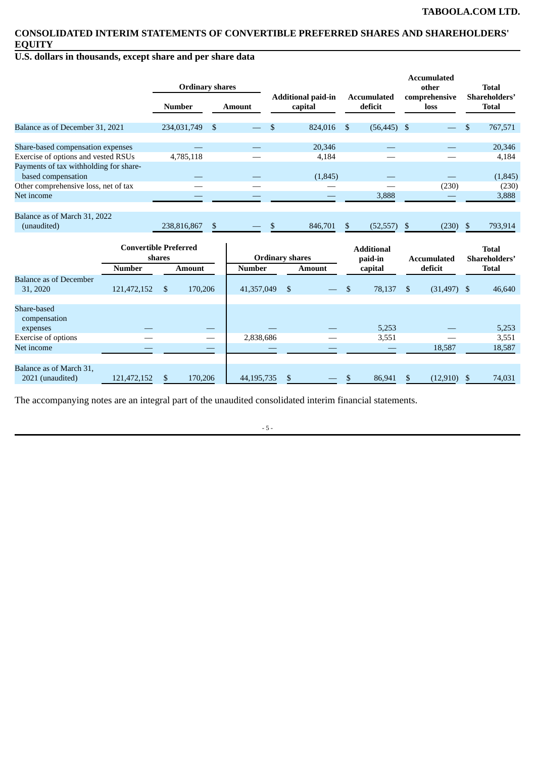## CONSOLIDATED INTERIM STATEMENTS OF CONVERTIBLE PREFERRED SHARES AND SHAREHOLDERS' EQUITY

### U.S. dollars in thousands, except share and per share data

| | Ordinary shares | | Additional paid-in capital | Accumulated deficit | Accumulated other comprehensive loss | Total Shareholders' Total |
|---|---|---|---|---|---|---|
| | Number | Amount | | | | |
| Balance as of December 31, 2021 | 234,031,749 | $ — | $ 824,016 | $ (56,445) | $ — | $ 767,571 |
| Share-based compensation expenses | — | — | 20,346 | — | — | 20,346 |
| Exercise of options and vested RSUs | 4,785,118 | — | 4,184 | — | — | 4,184 |
| Payments of tax withholding for share-based compensation | — | — | (1,845) | — | — | (1,845) |
| Other comprehensive loss, net of tax | — | — | — | — | (230) | (230) |
| Net income | — | — | — | 3,888 | — | 3,888 |
| Balance as of March 31, 2022 (unaudited) | 238,816,867 | $ — | $ 846,701 | $ (52,557) | $ (230) | $ 793,914 |

| | Convertible Preferred shares | | Ordinary shares | | Additional paid-in capital | Accumulated deficit | Total Shareholders' Total |
|---|---|---|---|---|---|---|---|
| | Number | Amount | Number | Amount | | | |
| Balance as of December 31, 2020 | 121,472,152 | $ 170,206 | 41,357,049 | $ — | $ 78,137 | $ (31,497) | $ 46,640 |
| Share-based compensation expenses | — | — | — | — | 5,253 | — | 5,253 |
| Exercise of options | — | — | 2,838,686 | — | 3,551 | — | 3,551 |
| Net income | — | — | — | — | — | 18,587 | 18,587 |
| Balance as of March 31, 2021 (unaudited) | 121,472,152 | $ 170,206 | 44,195,735 | $ — | $ 86,941 | $ (12,910) | $ 74,031 |

The accompanying notes are an integral part of the unaudited consolidated interim financial statements.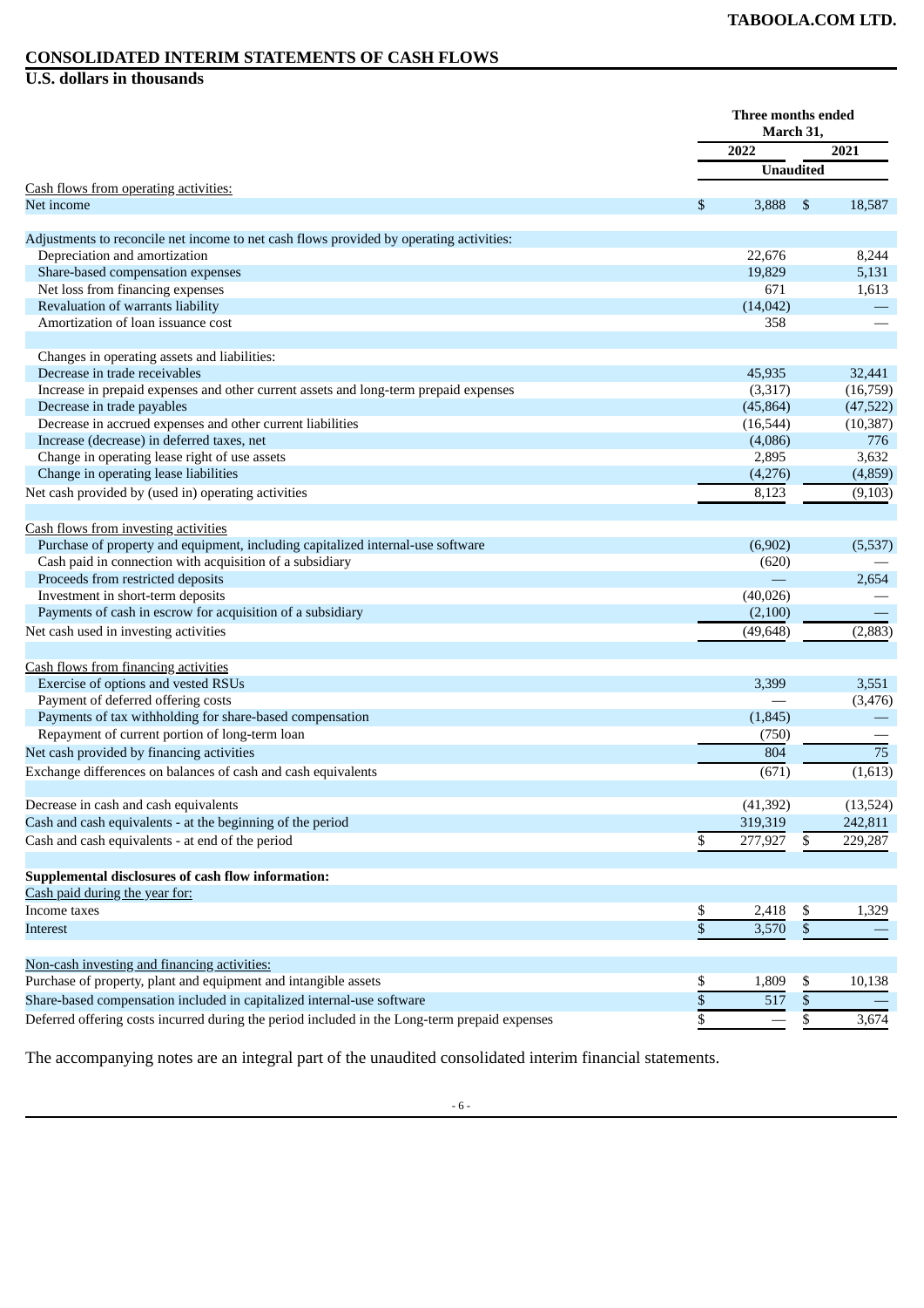**TABOOLA.COM LTD.**

## CONSOLIDATED INTERIM STATEMENTS OF CASH FLOWS

**U.S. dollars in thousands**

| | Three months ended March 31, | |
|---|---|---|
| | 2022 | 2021 |
| | Unaudited | |
| Cash flows from operating activities: | | |
| Net income | $ 3,888 | $ 18,587 |
| | | |
| Adjustments to reconcile net income to net cash flows provided by operating activities: | | |
| Depreciation and amortization | 22,676 | 8,244 |
| Share-based compensation expenses | 19,829 | 5,131 |
| Net loss from financing expenses | 671 | 1,613 |
| Revaluation of warrants liability | (14,042) | — |
| Amortization of loan issuance cost | 358 | — |
| | | |
| Changes in operating assets and liabilities: | | |
| Decrease in trade receivables | 45,935 | 32,441 |
| Increase in prepaid expenses and other current assets and long-term prepaid expenses | (3,317) | (16,759) |
| Decrease in trade payables | (45,864) | (47,522) |
| Decrease in accrued expenses and other current liabilities | (16,544) | (10,387) |
| Increase (decrease) in deferred taxes, net | (4,086) | 776 |
| Change in operating lease right of use assets | 2,895 | 3,632 |
| Change in operating lease liabilities | (4,276) | (4,859) |
| Net cash provided by (used in) operating activities | 8,123 | (9,103) |
| | | |
| Cash flows from investing activities | | |
| Purchase of property and equipment, including capitalized internal-use software | (6,902) | (5,537) |
| Cash paid in connection with acquisition of a subsidiary | (620) | — |
| Proceeds from restricted deposits | — | 2,654 |
| Investment in short-term deposits | (40,026) | — |
| Payments of cash in escrow for acquisition of a subsidiary | (2,100) | — |
| Net cash used in investing activities | (49,648) | (2,883) |
| | | |
| Cash flows from financing activities | | |
| Exercise of options and vested RSUs | 3,399 | 3,551 |
| Payment of deferred offering costs | — | (3,476) |
| Payments of tax withholding for share-based compensation | (1,845) | — |
| Repayment of current portion of long-term loan | (750) | — |
| Net cash provided by financing activities | 804 | 75 |
| Exchange differences on balances of cash and cash equivalents | (671) | (1,613) |
| | | |
| Decrease in cash and cash equivalents | (41,392) | (13,524) |
| Cash and cash equivalents - at the beginning of the period | 319,319 | 242,811 |
| Cash and cash equivalents - at end of the period | $ 277,927 | $ 229,287 |
| | | |
| **Supplemental disclosures of cash flow information:** | | |
| Cash paid during the year for: | | |
| Income taxes | $ 2,418 | $ 1,329 |
| Interest | $ 3,570 | $ — |
| | | |
| Non-cash investing and financing activities: | | |
| Purchase of property, plant and equipment and intangible assets | $ 1,809 | $ 10,138 |
| Share-based compensation included in capitalized internal-use software | $ 517 | $ — |
| Deferred offering costs incurred during the period included in the Long-term prepaid expenses | $ — | $ 3,674 |

The accompanying notes are an integral part of the unaudited consolidated interim financial statements.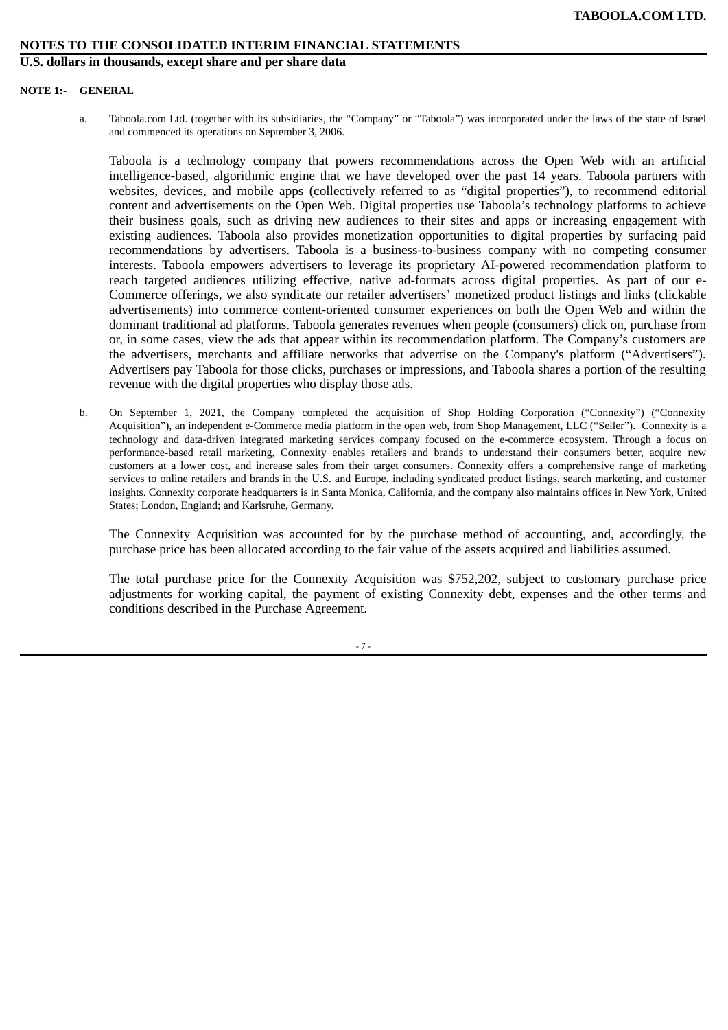**NOTES TO THE CONSOLIDATED INTERIM FINANCIAL STATEMENTS**

**U.S. dollars in thousands, except share and per share data**

**NOTE 1:- GENERAL**

a. Taboola.com Ltd. (together with its subsidiaries, the "Company" or "Taboola") was incorporated under the laws of the state of Israel and commenced its operations on September 3, 2006.

Taboola is a technology company that powers recommendations across the Open Web with an artificial intelligence-based, algorithmic engine that we have developed over the past 14 years. Taboola partners with websites, devices, and mobile apps (collectively referred to as "digital properties"), to recommend editorial content and advertisements on the Open Web. Digital properties use Taboola's technology platforms to achieve their business goals, such as driving new audiences to their sites and apps or increasing engagement with existing audiences. Taboola also provides monetization opportunities to digital properties by surfacing paid recommendations by advertisers. Taboola is a business-to-business company with no competing consumer interests. Taboola empowers advertisers to leverage its proprietary AI-powered recommendation platform to reach targeted audiences utilizing effective, native ad-formats across digital properties. As part of our e-Commerce offerings, we also syndicate our retailer advertisers' monetized product listings and links (clickable advertisements) into commerce content-oriented consumer experiences on both the Open Web and within the dominant traditional ad platforms. Taboola generates revenues when people (consumers) click on, purchase from or, in some cases, view the ads that appear within its recommendation platform. The Company's customers are the advertisers, merchants and affiliate networks that advertise on the Company's platform ("Advertisers"). Advertisers pay Taboola for those clicks, purchases or impressions, and Taboola shares a portion of the resulting revenue with the digital properties who display those ads.

b. On September 1, 2021, the Company completed the acquisition of Shop Holding Corporation ("Connexity") ("Connexity Acquisition"), an independent e-Commerce media platform in the open web, from Shop Management, LLC ("Seller"). Connexity is a technology and data-driven integrated marketing services company focused on the e-commerce ecosystem. Through a focus on performance-based retail marketing, Connexity enables retailers and brands to understand their consumers better, acquire new customers at a lower cost, and increase sales from their target consumers. Connexity offers a comprehensive range of marketing services to online retailers and brands in the U.S. and Europe, including syndicated product listings, search marketing, and customer insights. Connexity corporate headquarters is in Santa Monica, California, and the company also maintains offices in New York, United States; London, England; and Karlsruhe, Germany.

The Connexity Acquisition was accounted for by the purchase method of accounting, and, accordingly, the purchase price has been allocated according to the fair value of the assets acquired and liabilities assumed.

The total purchase price for the Connexity Acquisition was $752,202, subject to customary purchase price adjustments for working capital, the payment of existing Connexity debt, expenses and the other terms and conditions described in the Purchase Agreement.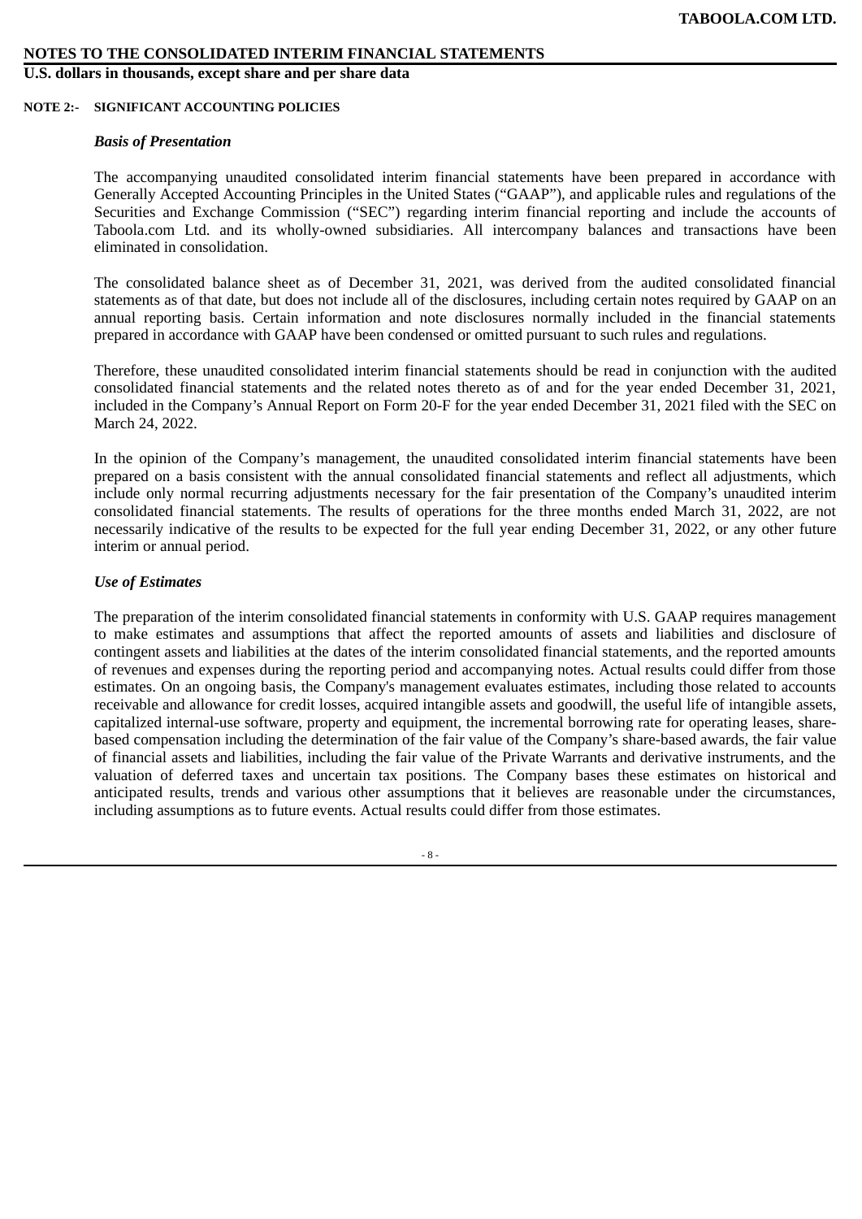# NOTES TO THE CONSOLIDATED INTERIM FINANCIAL STATEMENTS

**U.S. dollars in thousands, except share and per share data**

**NOTE 2:- SIGNIFICANT ACCOUNTING POLICIES**

***Basis of Presentation***

The accompanying unaudited consolidated interim financial statements have been prepared in accordance with Generally Accepted Accounting Principles in the United States ("GAAP"), and applicable rules and regulations of the Securities and Exchange Commission ("SEC") regarding interim financial reporting and include the accounts of Taboola.com Ltd. and its wholly-owned subsidiaries. All intercompany balances and transactions have been eliminated in consolidation.

The consolidated balance sheet as of December 31, 2021, was derived from the audited consolidated financial statements as of that date, but does not include all of the disclosures, including certain notes required by GAAP on an annual reporting basis. Certain information and note disclosures normally included in the financial statements prepared in accordance with GAAP have been condensed or omitted pursuant to such rules and regulations.

Therefore, these unaudited consolidated interim financial statements should be read in conjunction with the audited consolidated financial statements and the related notes thereto as of and for the year ended December 31, 2021, included in the Company's Annual Report on Form 20-F for the year ended December 31, 2021 filed with the SEC on March 24, 2022.

In the opinion of the Company's management, the unaudited consolidated interim financial statements have been prepared on a basis consistent with the annual consolidated financial statements and reflect all adjustments, which include only normal recurring adjustments necessary for the fair presentation of the Company's unaudited interim consolidated financial statements. The results of operations for the three months ended March 31, 2022, are not necessarily indicative of the results to be expected for the full year ending December 31, 2022, or any other future interim or annual period.

***Use of Estimates***

The preparation of the interim consolidated financial statements in conformity with U.S. GAAP requires management to make estimates and assumptions that affect the reported amounts of assets and liabilities and disclosure of contingent assets and liabilities at the dates of the interim consolidated financial statements, and the reported amounts of revenues and expenses during the reporting period and accompanying notes. Actual results could differ from those estimates. On an ongoing basis, the Company's management evaluates estimates, including those related to accounts receivable and allowance for credit losses, acquired intangible assets and goodwill, the useful life of intangible assets, capitalized internal-use software, property and equipment, the incremental borrowing rate for operating leases, share-based compensation including the determination of the fair value of the Company's share-based awards, the fair value of financial assets and liabilities, including the fair value of the Private Warrants and derivative instruments, and the valuation of deferred taxes and uncertain tax positions. The Company bases these estimates on historical and anticipated results, trends and various other assumptions that it believes are reasonable under the circumstances, including assumptions as to future events. Actual results could differ from those estimates.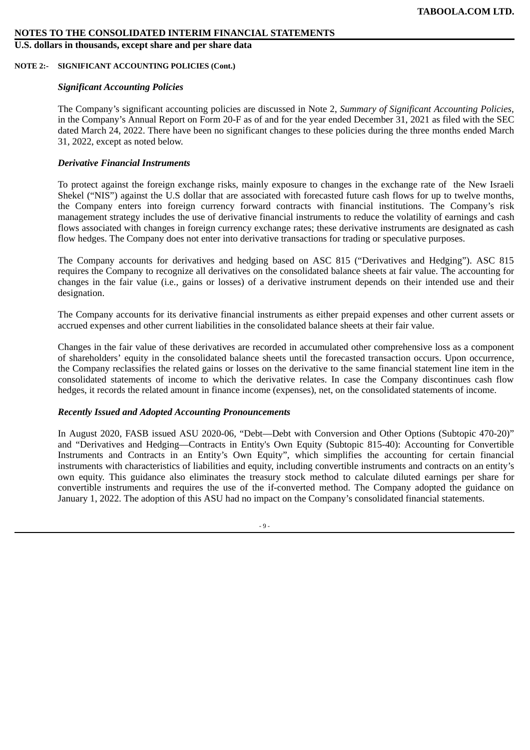**NOTES TO THE CONSOLIDATED INTERIM FINANCIAL STATEMENTS**
**U.S. dollars in thousands, except share and per share data**

**NOTE 2:- SIGNIFICANT ACCOUNTING POLICIES (Cont.)**

***Significant Accounting Policies***

The Company's significant accounting policies are discussed in Note 2, *Summary of Significant Accounting Policies*, in the Company's Annual Report on Form 20-F as of and for the year ended December 31, 2021 as filed with the SEC dated March 24, 2022. There have been no significant changes to these policies during the three months ended March 31, 2022, except as noted below.

***Derivative Financial Instruments***

To protect against the foreign exchange risks, mainly exposure to changes in the exchange rate of the New Israeli Shekel ("NIS") against the U.S dollar that are associated with forecasted future cash flows for up to twelve months, the Company enters into foreign currency forward contracts with financial institutions. The Company's risk management strategy includes the use of derivative financial instruments to reduce the volatility of earnings and cash flows associated with changes in foreign currency exchange rates; these derivative instruments are designated as cash flow hedges. The Company does not enter into derivative transactions for trading or speculative purposes.

The Company accounts for derivatives and hedging based on ASC 815 ("Derivatives and Hedging"). ASC 815 requires the Company to recognize all derivatives on the consolidated balance sheets at fair value. The accounting for changes in the fair value (i.e., gains or losses) of a derivative instrument depends on their intended use and their designation.

The Company accounts for its derivative financial instruments as either prepaid expenses and other current assets or accrued expenses and other current liabilities in the consolidated balance sheets at their fair value.

Changes in the fair value of these derivatives are recorded in accumulated other comprehensive loss as a component of shareholders' equity in the consolidated balance sheets until the forecasted transaction occurs. Upon occurrence, the Company reclassifies the related gains or losses on the derivative to the same financial statement line item in the consolidated statements of income to which the derivative relates. In case the Company discontinues cash flow hedges, it records the related amount in finance income (expenses), net, on the consolidated statements of income.

***Recently Issued and Adopted Accounting Pronouncements***

In August 2020, FASB issued ASU 2020-06, "Debt—Debt with Conversion and Other Options (Subtopic 470-20)" and "Derivatives and Hedging—Contracts in Entity's Own Equity (Subtopic 815-40): Accounting for Convertible Instruments and Contracts in an Entity's Own Equity", which simplifies the accounting for certain financial instruments with characteristics of liabilities and equity, including convertible instruments and contracts on an entity's own equity. This guidance also eliminates the treasury stock method to calculate diluted earnings per share for convertible instruments and requires the use of the if-converted method. The Company adopted the guidance on January 1, 2022. The adoption of this ASU had no impact on the Company's consolidated financial statements.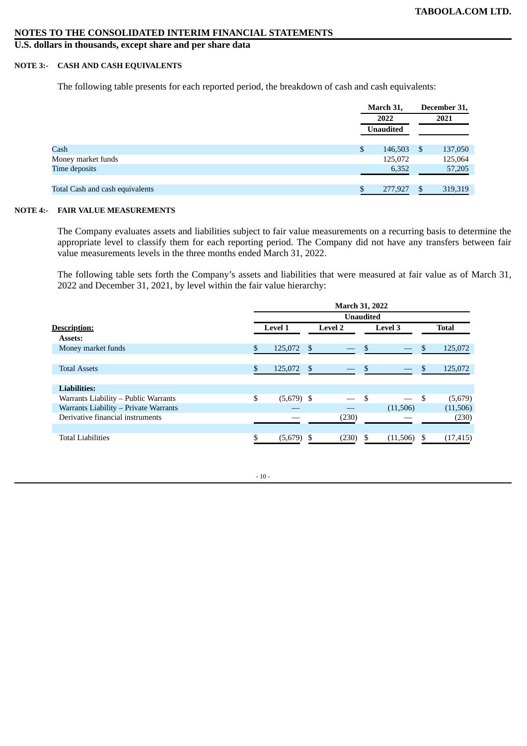**NOTES TO THE CONSOLIDATED INTERIM FINANCIAL STATEMENTS**

**U.S. dollars in thousands, except share and per share data**

**NOTE 3:- CASH AND CASH EQUIVALENTS**

The following table presents for each reported period, the breakdown of cash and cash equivalents:

| | March 31, 2022 | December 31, 2021 |
|---|---|---|
| | Unaudited | |
| Cash | $ 146,503 | $ 137,050 |
| Money market funds | 125,072 | 125,064 |
| Time deposits | 6,352 | 57,205 |
| Total Cash and cash equivalents | $ 277,927 | $ 319,319 |

**NOTE 4:- FAIR VALUE MEASUREMENTS**

The Company evaluates assets and liabilities subject to fair value measurements on a recurring basis to determine the appropriate level to classify them for each reporting period. The Company did not have any transfers between fair value measurements levels in the three months ended March 31, 2022.

The following table sets forth the Company's assets and liabilities that were measured at fair value as of March 31, 2022 and December 31, 2021, by level within the fair value hierarchy:

| | March 31, 2022 | | | |
|---|---|---|---|---|
| | Unaudited | | | |
| **Description:** | Level 1 | Level 2 | Level 3 | Total |
| **Assets:** | | | | |
| Money market funds | $ 125,072 | $ — | $ — | $ 125,072 |
| Total Assets | $ 125,072 | $ — | $ — | $ 125,072 |
| **Liabilities:** | | | | |
| Warrants Liability – Public Warrants | $ (5,679) | $ — | $ — | $ (5,679) |
| Warrants Liability – Private Warrants | — | — | (11,506) | (11,506) |
| Derivative financial instruments | — | (230) | — | (230) |
| Total Liabilities | $ (5,679) | $ (230) | $ (11,506) | $ (17,415) |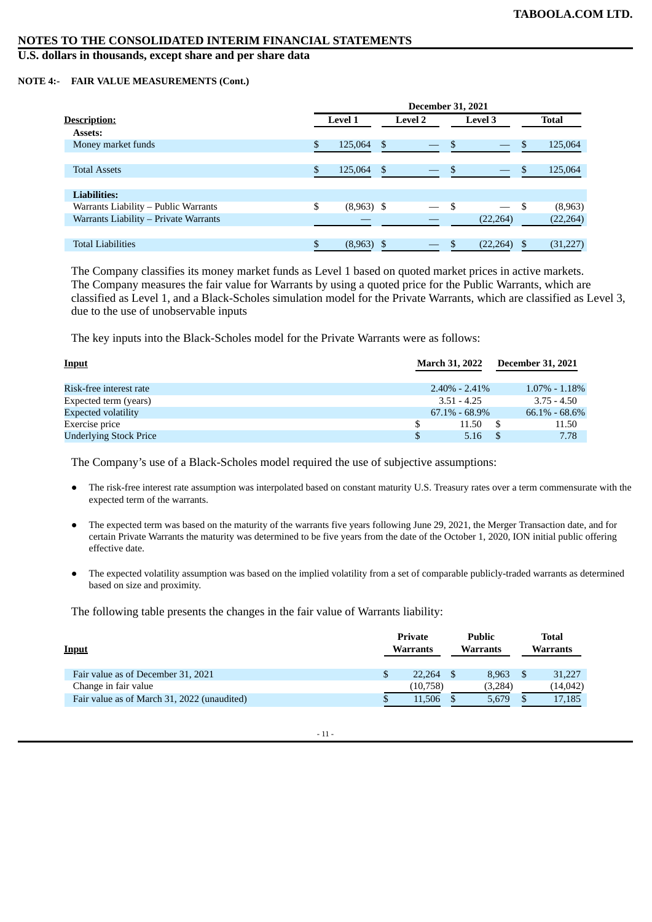## NOTES TO THE CONSOLIDATED INTERIM FINANCIAL STATEMENTS

**U.S. dollars in thousands, except share and per share data**

**NOTE 4:- FAIR VALUE MEASUREMENTS (Cont.)**

| Description: | December 31, 2021 | | | |
|---|---|---|---|---|
| | Level 1 | Level 2 | Level 3 | Total |
| **Assets:** | | | | |
| Money market funds | $ 125,064 | $ — | $ — | $ 125,064 |
| Total Assets | $ 125,064 | $ — | $ — | $ 125,064 |
| **Liabilities:** | | | | |
| Warrants Liability – Public Warrants | $ (8,963) | $ — | $ — | $ (8,963) |
| Warrants Liability – Private Warrants | — | — | (22,264) | (22,264) |
| Total Liabilities | $ (8,963) | $ — | $ (22,264) | $ (31,227) |

The Company classifies its money market funds as Level 1 based on quoted market prices in active markets. The Company measures the fair value for Warrants by using a quoted price for the Public Warrants, which are classified as Level 1, and a Black-Scholes simulation model for the Private Warrants, which are classified as Level 3, due to the use of unobservable inputs

The key inputs into the Black-Scholes model for the Private Warrants were as follows:

| Input | March 31, 2022 | December 31, 2021 |
|---|---|---|
| Risk-free interest rate | 2.40% - 2.41% | 1.07% - 1.18% |
| Expected term (years) | 3.51 - 4.25 | 3.75 - 4.50 |
| Expected volatility | 67.1% - 68.9% | 66.1% - 68.6% |
| Exercise price | $ 11.50 | $ 11.50 |
| Underlying Stock Price | $ 5.16 | $ 7.78 |

The Company's use of a Black-Scholes model required the use of subjective assumptions:

- The risk-free interest rate assumption was interpolated based on constant maturity U.S. Treasury rates over a term commensurate with the expected term of the warrants.
- The expected term was based on the maturity of the warrants five years following June 29, 2021, the Merger Transaction date, and for certain Private Warrants the maturity was determined to be five years from the date of the October 1, 2020, ION initial public offering effective date.
- The expected volatility assumption was based on the implied volatility from a set of comparable publicly-traded warrants as determined based on size and proximity.

The following table presents the changes in the fair value of Warrants liability:

| Input | Private Warrants | Public Warrants | Total Warrants |
|---|---|---|---|
| Fair value as of December 31, 2021 | $ 22,264 | $ 8,963 | $ 31,227 |
| Change in fair value | (10,758) | (3,284) | (14,042) |
| Fair value as of March 31, 2022 (unaudited) | $ 11,506 | $ 5,679 | $ 17,185 |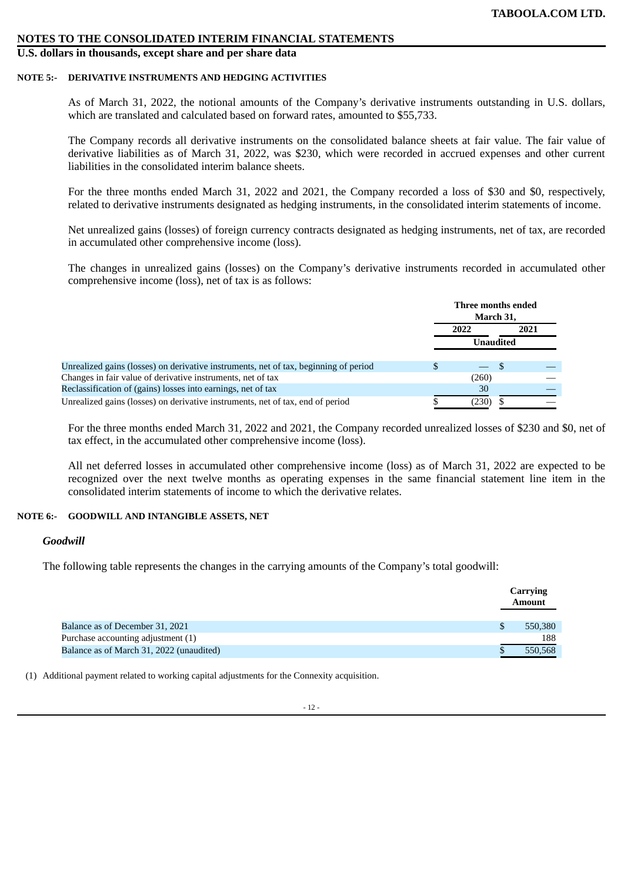## NOTES TO THE CONSOLIDATED INTERIM FINANCIAL STATEMENTS

**U.S. dollars in thousands, except share and per share data**

**NOTE 5:- DERIVATIVE INSTRUMENTS AND HEDGING ACTIVITIES**

As of March 31, 2022, the notional amounts of the Company's derivative instruments outstanding in U.S. dollars, which are translated and calculated based on forward rates, amounted to $55,733.

The Company records all derivative instruments on the consolidated balance sheets at fair value. The fair value of derivative liabilities as of March 31, 2022, was $230, which were recorded in accrued expenses and other current liabilities in the consolidated interim balance sheets.

For the three months ended March 31, 2022 and 2021, the Company recorded a loss of $30 and $0, respectively, related to derivative instruments designated as hedging instruments, in the consolidated interim statements of income.

Net unrealized gains (losses) of foreign currency contracts designated as hedging instruments, net of tax, are recorded in accumulated other comprehensive income (loss).

The changes in unrealized gains (losses) on the Company's derivative instruments recorded in accumulated other comprehensive income (loss), net of tax is as follows:

| | Three months ended March 31, | |
|---|---|---|
| | 2022 | 2021 |
| | Unaudited | |
| Unrealized gains (losses) on derivative instruments, net of tax, beginning of period | $ — | $ — |
| Changes in fair value of derivative instruments, net of tax | (260) | — |
| Reclassification of (gains) losses into earnings, net of tax | 30 | — |
| Unrealized gains (losses) on derivative instruments, net of tax, end of period | $ (230) | $ — |

For the three months ended March 31, 2022 and 2021, the Company recorded unrealized losses of $230 and $0, net of tax effect, in the accumulated other comprehensive income (loss).

All net deferred losses in accumulated other comprehensive income (loss) as of March 31, 2022 are expected to be recognized over the next twelve months as operating expenses in the same financial statement line item in the consolidated interim statements of income to which the derivative relates.

**NOTE 6:- GOODWILL AND INTANGIBLE ASSETS, NET**

***Goodwill***

The following table represents the changes in the carrying amounts of the Company's total goodwill:

| | Carrying Amount |
|---|---|
| Balance as of December 31, 2021 | $ 550,380 |
| Purchase accounting adjustment (1) | 188 |
| Balance as of March 31, 2022 (unaudited) | $ 550,568 |

(1) Additional payment related to working capital adjustments for the Connexity acquisition.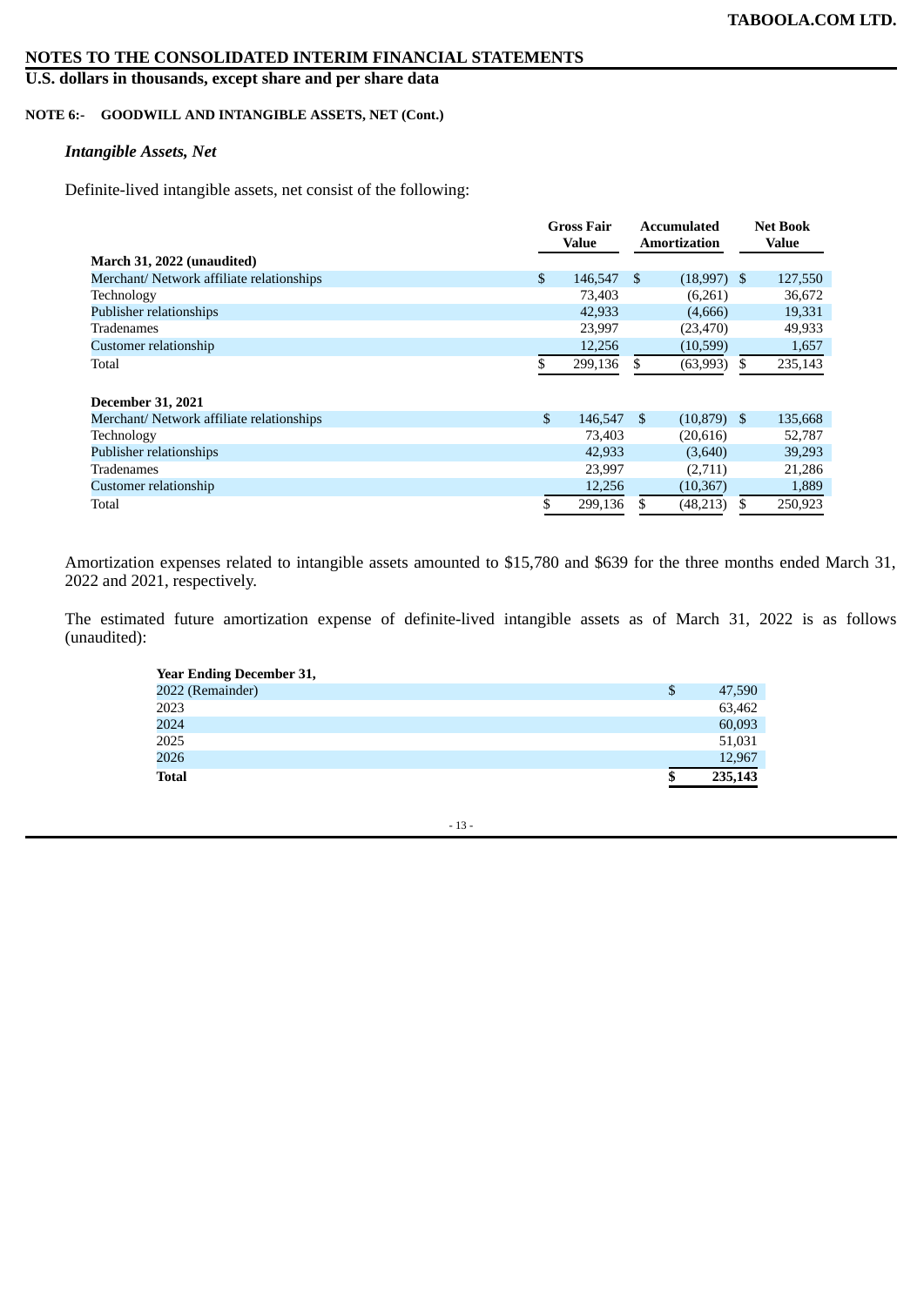# NOTES TO THE CONSOLIDATED INTERIM FINANCIAL STATEMENTS

## U.S. dollars in thousands, except share and per share data

**NOTE 6:- GOODWILL AND INTANGIBLE ASSETS, NET (Cont.)**

### *Intangible Assets, Net*

Definite-lived intangible assets, net consist of the following:

| | Gross Fair Value | Accumulated Amortization | Net Book Value |
|---|---|---|---|
| **March 31, 2022 (unaudited)** | | | |
| Merchant/ Network affiliate relationships | $ 146,547 | $ (18,997) | $ 127,550 |
| Technology | 73,403 | (6,261) | 36,672 |
| Publisher relationships | 42,933 | (4,666) | 19,331 |
| Tradenames | 23,997 | (23,470) | 49,933 |
| Customer relationship | 12,256 | (10,599) | 1,657 |
| Total | $ 299,136 | $ (63,993) | $ 235,143 |
| | | | |
| **December 31, 2021** | | | |
| Merchant/ Network affiliate relationships | $ 146,547 | $ (10,879) | $ 135,668 |
| Technology | 73,403 | (20,616) | 52,787 |
| Publisher relationships | 42,933 | (3,640) | 39,293 |
| Tradenames | 23,997 | (2,711) | 21,286 |
| Customer relationship | 12,256 | (10,367) | 1,889 |
| Total | $ 299,136 | $ (48,213) | $ 250,923 |

Amortization expenses related to intangible assets amounted to $15,780 and $639 for the three months ended March 31, 2022 and 2021, respectively.

The estimated future amortization expense of definite-lived intangible assets as of March 31, 2022 is as follows (unaudited):

| **Year Ending December 31,** | |
|---|---|
| 2022 (Remainder) | $ 47,590 |
| 2023 | 63,462 |
| 2024 | 60,093 |
| 2025 | 51,031 |
| 2026 | 12,967 |
| **Total** | **$ 235,143** |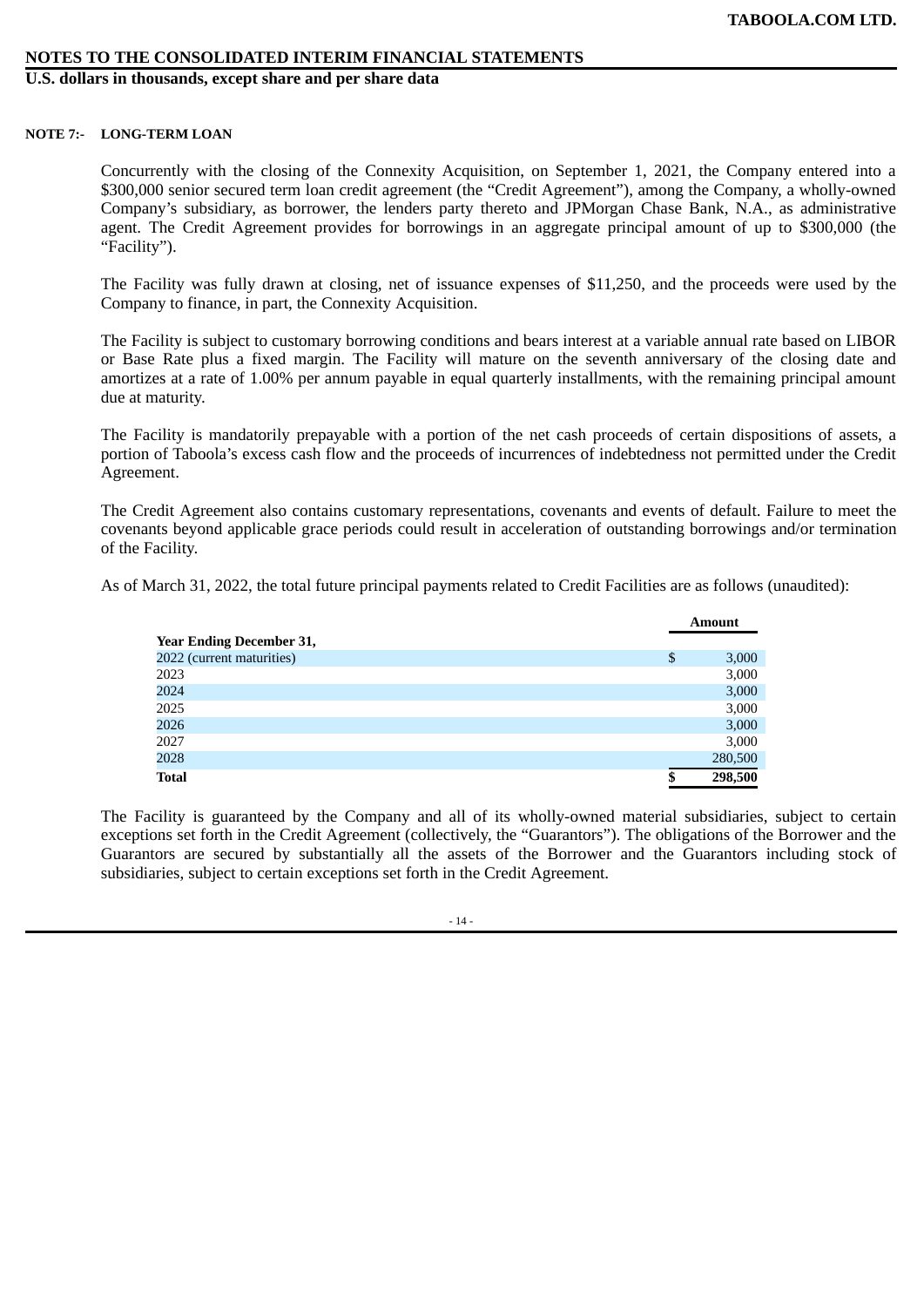# NOTES TO THE CONSOLIDATED INTERIM FINANCIAL STATEMENTS

## U.S. dollars in thousands, except share and per share data

### NOTE 7:- LONG-TERM LOAN

Concurrently with the closing of the Connexity Acquisition, on September 1, 2021, the Company entered into a $300,000 senior secured term loan credit agreement (the "Credit Agreement"), among the Company, a wholly-owned Company's subsidiary, as borrower, the lenders party thereto and JPMorgan Chase Bank, N.A., as administrative agent. The Credit Agreement provides for borrowings in an aggregate principal amount of up to $300,000 (the "Facility").

The Facility was fully drawn at closing, net of issuance expenses of $11,250, and the proceeds were used by the Company to finance, in part, the Connexity Acquisition.

The Facility is subject to customary borrowing conditions and bears interest at a variable annual rate based on LIBOR or Base Rate plus a fixed margin. The Facility will mature on the seventh anniversary of the closing date and amortizes at a rate of 1.00% per annum payable in equal quarterly installments, with the remaining principal amount due at maturity.

The Facility is mandatorily prepayable with a portion of the net cash proceeds of certain dispositions of assets, a portion of Taboola's excess cash flow and the proceeds of incurrences of indebtedness not permitted under the Credit Agreement.

The Credit Agreement also contains customary representations, covenants and events of default. Failure to meet the covenants beyond applicable grace periods could result in acceleration of outstanding borrowings and/or termination of the Facility.

As of March 31, 2022, the total future principal payments related to Credit Facilities are as follows (unaudited):

| Year Ending December 31, | Amount |
|---|---|
| 2022 (current maturities) | $ 3,000 |
| 2023 | 3,000 |
| 2024 | 3,000 |
| 2025 | 3,000 |
| 2026 | 3,000 |
| 2027 | 3,000 |
| 2028 | 280,500 |
| **Total** | **$ 298,500** |

The Facility is guaranteed by the Company and all of its wholly-owned material subsidiaries, subject to certain exceptions set forth in the Credit Agreement (collectively, the "Guarantors"). The obligations of the Borrower and the Guarantors are secured by substantially all the assets of the Borrower and the Guarantors including stock of subsidiaries, subject to certain exceptions set forth in the Credit Agreement.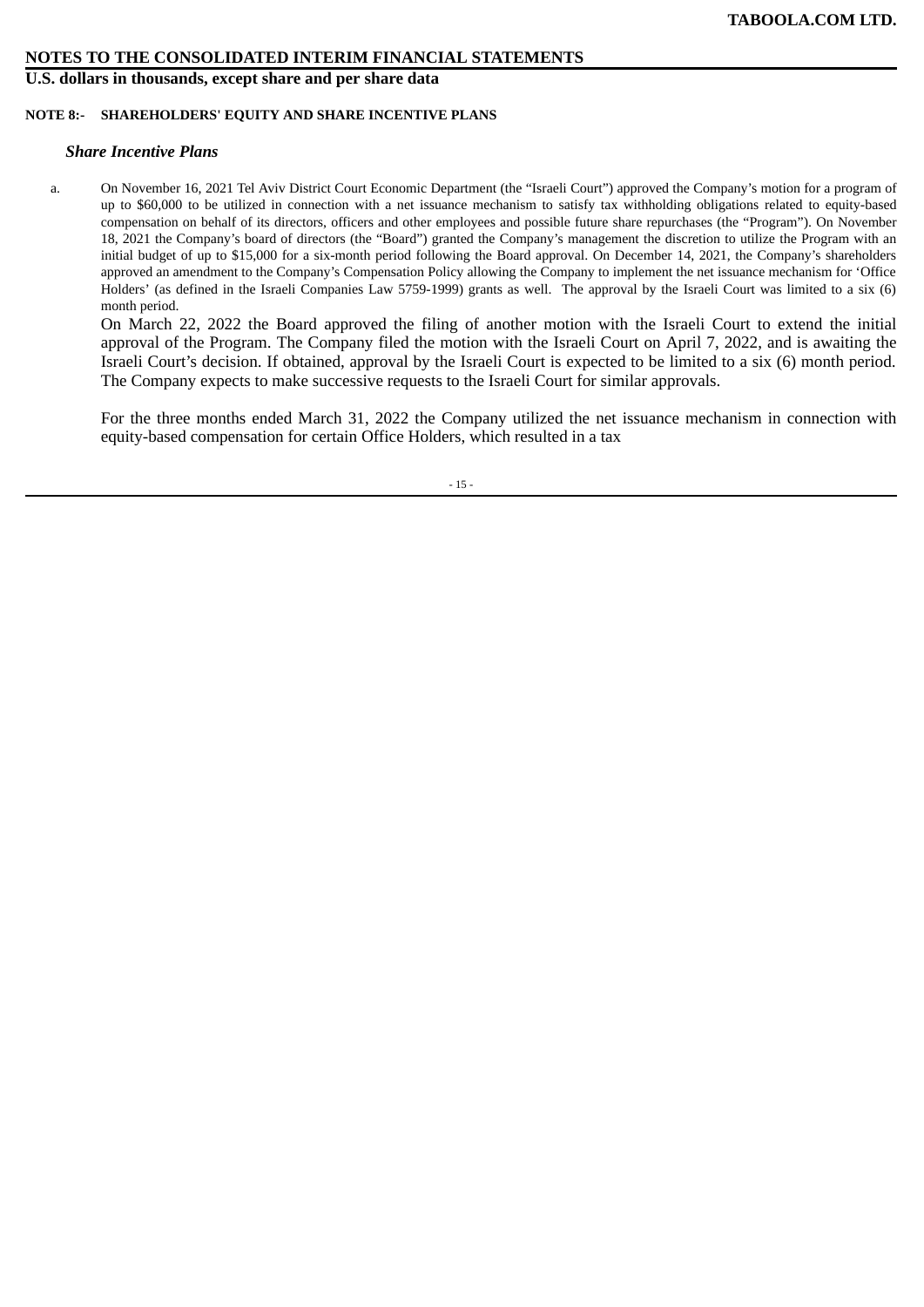**NOTES TO THE CONSOLIDATED INTERIM FINANCIAL STATEMENTS**

**U.S. dollars in thousands, except share and per share data**

**NOTE 8:- SHAREHOLDERS' EQUITY AND SHARE INCENTIVE PLANS**

***Share Incentive Plans***

a. On November 16, 2021 Tel Aviv District Court Economic Department (the "Israeli Court") approved the Company's motion for a program of up to $60,000 to be utilized in connection with a net issuance mechanism to satisfy tax withholding obligations related to equity-based compensation on behalf of its directors, officers and other employees and possible future share repurchases (the "Program"). On November 18, 2021 the Company's board of directors (the "Board") granted the Company's management the discretion to utilize the Program with an initial budget of up to $15,000 for a six-month period following the Board approval. On December 14, 2021, the Company's shareholders approved an amendment to the Company's Compensation Policy allowing the Company to implement the net issuance mechanism for 'Office Holders' (as defined in the Israeli Companies Law 5759-1999) grants as well. The approval by the Israeli Court was limited to a six (6) month period.

On March 22, 2022 the Board approved the filing of another motion with the Israeli Court to extend the initial approval of the Program. The Company filed the motion with the Israeli Court on April 7, 2022, and is awaiting the Israeli Court's decision. If obtained, approval by the Israeli Court is expected to be limited to a six (6) month period. The Company expects to make successive requests to the Israeli Court for similar approvals.

For the three months ended March 31, 2022 the Company utilized the net issuance mechanism in connection with equity-based compensation for certain Office Holders, which resulted in a tax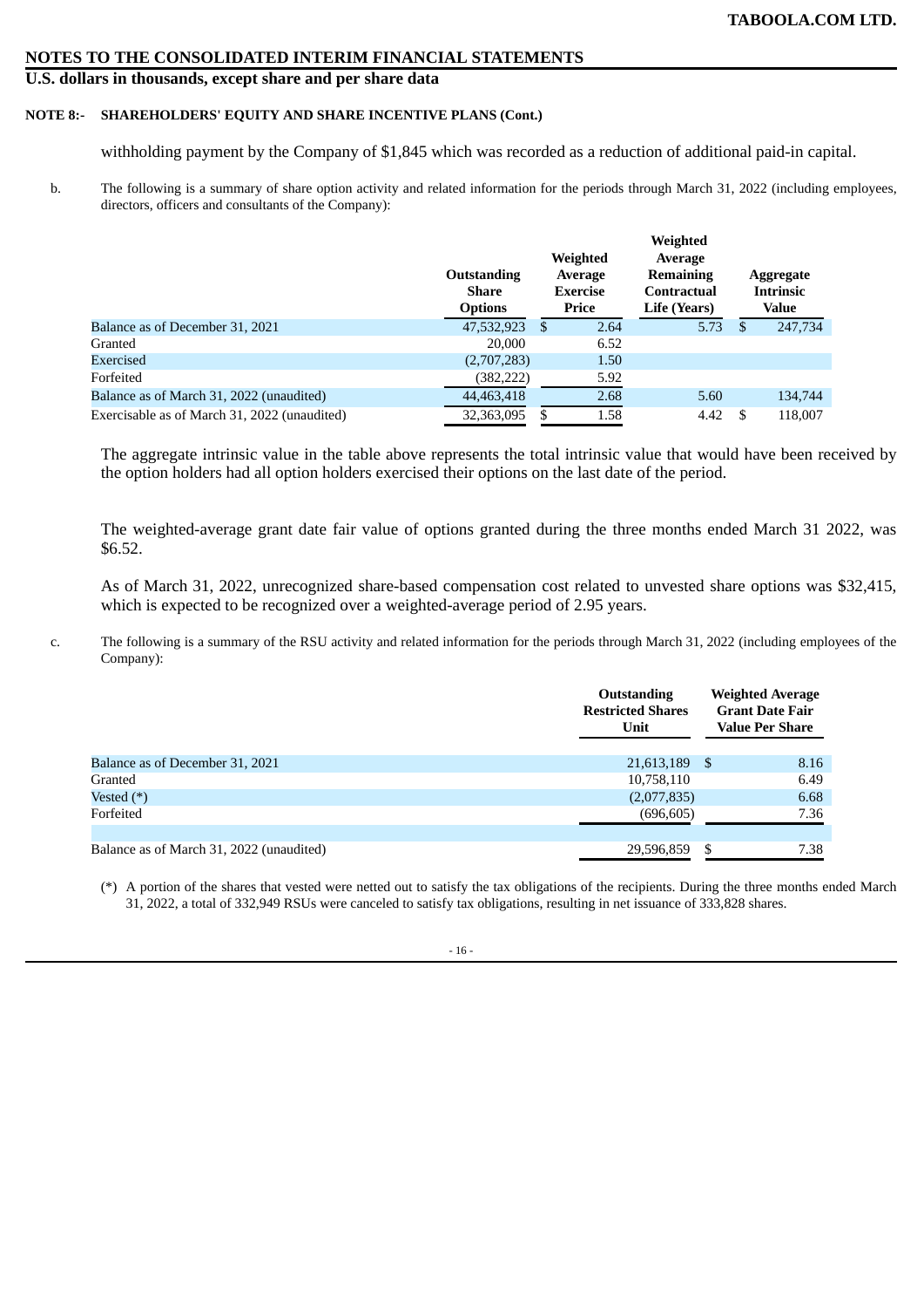**NOTES TO THE CONSOLIDATED INTERIM FINANCIAL STATEMENTS**

**U.S. dollars in thousands, except share and per share data**

**NOTE 8:- SHAREHOLDERS' EQUITY AND SHARE INCENTIVE PLANS (Cont.)**

withholding payment by the Company of $1,845 which was recorded as a reduction of additional paid-in capital.

b. The following is a summary of share option activity and related information for the periods through March 31, 2022 (including employees, directors, officers and consultants of the Company):

| | Outstanding Share Options | Weighted Average Exercise Price | Weighted Average Remaining Contractual Life (Years) | Aggregate Intrinsic Value |
|---|---|---|---|---|
| Balance as of December 31, 2021 | 47,532,923 | $ 2.64 | 5.73 | $ 247,734 |
| Granted | 20,000 | 6.52 | | |
| Exercised | (2,707,283) | 1.50 | | |
| Forfeited | (382,222) | 5.92 | | |
| Balance as of March 31, 2022 (unaudited) | 44,463,418 | 2.68 | 5.60 | 134,744 |
| Exercisable as of March 31, 2022 (unaudited) | 32,363,095 | $ 1.58 | 4.42 | $ 118,007 |

The aggregate intrinsic value in the table above represents the total intrinsic value that would have been received by the option holders had all option holders exercised their options on the last date of the period.

The weighted-average grant date fair value of options granted during the three months ended March 31 2022, was $6.52.

As of March 31, 2022, unrecognized share-based compensation cost related to unvested share options was $32,415, which is expected to be recognized over a weighted-average period of 2.95 years.

c. The following is a summary of the RSU activity and related information for the periods through March 31, 2022 (including employees of the Company):

| | Outstanding Restricted Shares Unit | Weighted Average Grant Date Fair Value Per Share |
|---|---|---|
| Balance as of December 31, 2021 | 21,613,189 | $ 8.16 |
| Granted | 10,758,110 | 6.49 |
| Vested (*) | (2,077,835) | 6.68 |
| Forfeited | (696,605) | 7.36 |
| Balance as of March 31, 2022 (unaudited) | 29,596,859 | $ 7.38 |

(*) A portion of the shares that vested were netted out to satisfy the tax obligations of the recipients. During the three months ended March 31, 2022, a total of 332,949 RSUs were canceled to satisfy tax obligations, resulting in net issuance of 333,828 shares.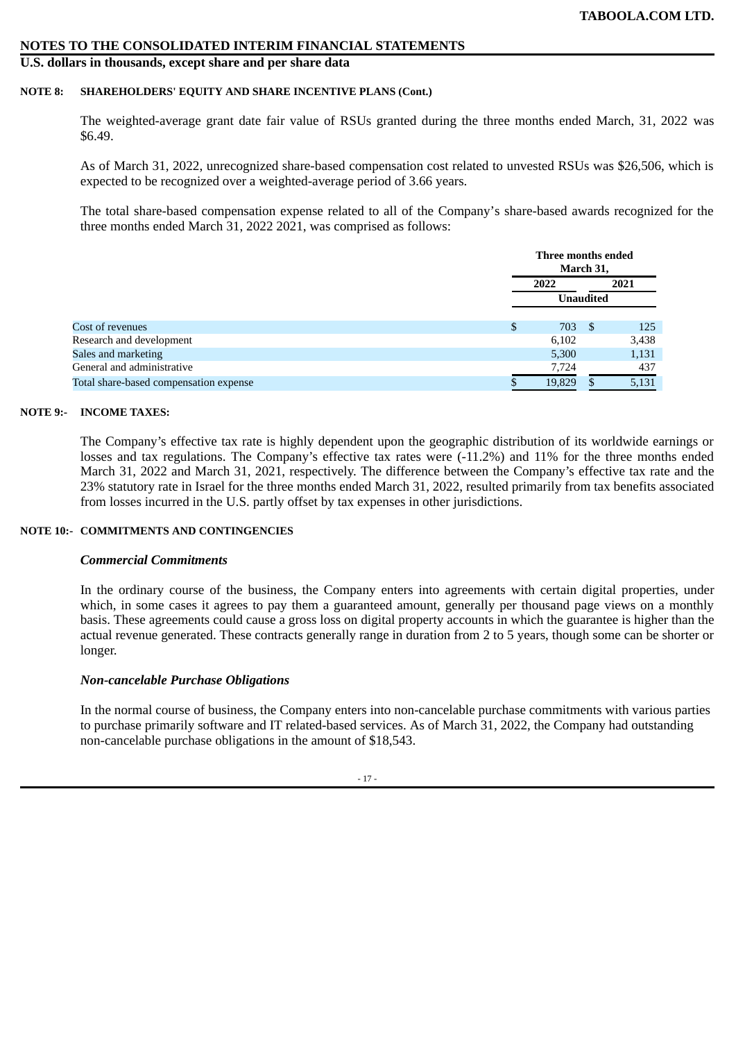## NOTES TO THE CONSOLIDATED INTERIM FINANCIAL STATEMENTS

**U.S. dollars in thousands, except share and per share data**

**NOTE 8: SHAREHOLDERS' EQUITY AND SHARE INCENTIVE PLANS (Cont.)**

The weighted-average grant date fair value of RSUs granted during the three months ended March, 31, 2022 was $6.49.

As of March 31, 2022, unrecognized share-based compensation cost related to unvested RSUs was $26,506, which is expected to be recognized over a weighted-average period of 3.66 years.

The total share-based compensation expense related to all of the Company's share-based awards recognized for the three months ended March 31, 2022 2021, was comprised as follows:

| | Three months ended March 31, | |
|---|---|---|
| | 2022 | 2021 |
| | Unaudited | |
| Cost of revenues | $ 703 | $ 125 |
| Research and development | 6,102 | 3,438 |
| Sales and marketing | 5,300 | 1,131 |
| General and administrative | 7,724 | 437 |
| Total share-based compensation expense | $ 19,829 | $ 5,131 |

**NOTE 9:- INCOME TAXES:**

The Company's effective tax rate is highly dependent upon the geographic distribution of its worldwide earnings or losses and tax regulations. The Company's effective tax rates were (-11.2%) and 11% for the three months ended March 31, 2022 and March 31, 2021, respectively. The difference between the Company's effective tax rate and the 23% statutory rate in Israel for the three months ended March 31, 2022, resulted primarily from tax benefits associated from losses incurred in the U.S. partly offset by tax expenses in other jurisdictions.

**NOTE 10:- COMMITMENTS AND CONTINGENCIES**

***Commercial Commitments***

In the ordinary course of the business, the Company enters into agreements with certain digital properties, under which, in some cases it agrees to pay them a guaranteed amount, generally per thousand page views on a monthly basis. These agreements could cause a gross loss on digital property accounts in which the guarantee is higher than the actual revenue generated. These contracts generally range in duration from 2 to 5 years, though some can be shorter or longer.

***Non-cancelable Purchase Obligations***

In the normal course of business, the Company enters into non-cancelable purchase commitments with various parties to purchase primarily software and IT related-based services. As of March 31, 2022, the Company had outstanding non-cancelable purchase obligations in the amount of $18,543.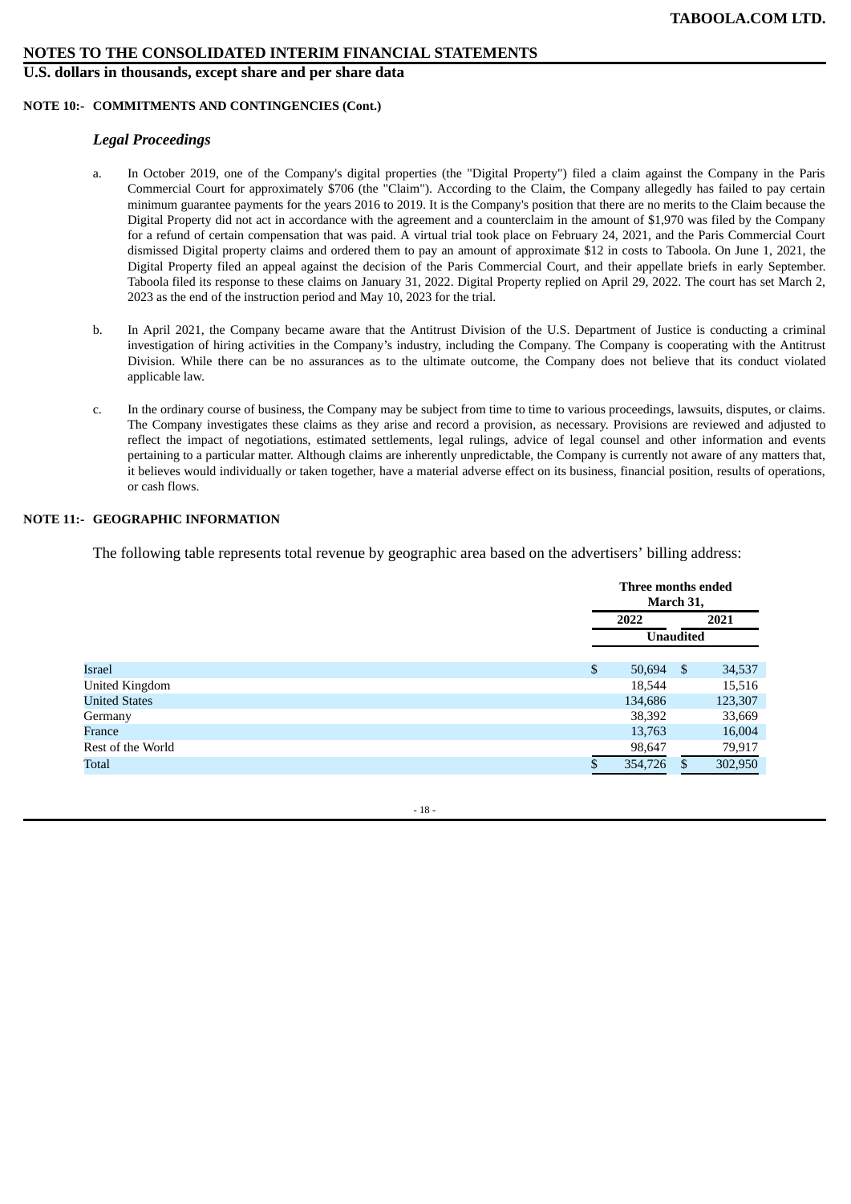## NOTES TO THE CONSOLIDATED INTERIM FINANCIAL STATEMENTS

### U.S. dollars in thousands, except share and per share data

**NOTE 10:- COMMITMENTS AND CONTINGENCIES (Cont.)**

*Legal Proceedings*

a. In October 2019, one of the Company's digital properties (the "Digital Property") filed a claim against the Company in the Paris Commercial Court for approximately $706 (the "Claim"). According to the Claim, the Company allegedly has failed to pay certain minimum guarantee payments for the years 2016 to 2019. It is the Company's position that there are no merits to the Claim because the Digital Property did not act in accordance with the agreement and a counterclaim in the amount of $1,970 was filed by the Company for a refund of certain compensation that was paid. A virtual trial took place on February 24, 2021, and the Paris Commercial Court dismissed Digital property claims and ordered them to pay an amount of approximate $12 in costs to Taboola. On June 1, 2021, the Digital Property filed an appeal against the decision of the Paris Commercial Court, and their appellate briefs in early September. Taboola filed its response to these claims on January 31, 2022. Digital Property replied on April 29, 2022. The court has set March 2, 2023 as the end of the instruction period and May 10, 2023 for the trial.

b. In April 2021, the Company became aware that the Antitrust Division of the U.S. Department of Justice is conducting a criminal investigation of hiring activities in the Company's industry, including the Company. The Company is cooperating with the Antitrust Division. While there can be no assurances as to the ultimate outcome, the Company does not believe that its conduct violated applicable law.

c. In the ordinary course of business, the Company may be subject from time to time to various proceedings, lawsuits, disputes, or claims. The Company investigates these claims as they arise and record a provision, as necessary. Provisions are reviewed and adjusted to reflect the impact of negotiations, estimated settlements, legal rulings, advice of legal counsel and other information and events pertaining to a particular matter. Although claims are inherently unpredictable, the Company is currently not aware of any matters that, it believes would individually or taken together, have a material adverse effect on its business, financial position, results of operations, or cash flows.

**NOTE 11:- GEOGRAPHIC INFORMATION**

The following table represents total revenue by geographic area based on the advertisers' billing address:

| | Three months ended March 31, | |
|---|---|---|
| | 2022 | 2021 |
| | Unaudited | |
| Israel | $ 50,694 | $ 34,537 |
| United Kingdom | 18,544 | 15,516 |
| United States | 134,686 | 123,307 |
| Germany | 38,392 | 33,669 |
| France | 13,763 | 16,004 |
| Rest of the World | 98,647 | 79,917 |
| Total | $ 354,726 | $ 302,950 |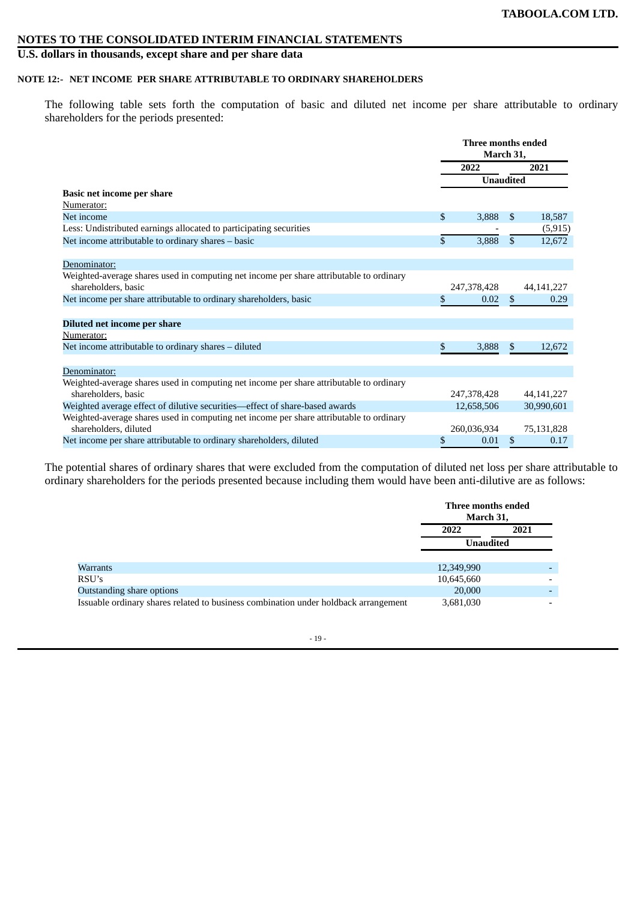## NOTES TO THE CONSOLIDATED INTERIM FINANCIAL STATEMENTS

### U.S. dollars in thousands, except share and per share data

#### NOTE 12:- NET INCOME PER SHARE ATTRIBUTABLE TO ORDINARY SHAREHOLDERS

The following table sets forth the computation of basic and diluted net income per share attributable to ordinary shareholders for the periods presented:

| | Three months ended March 31, | |
|---|---|---|
| | 2022 | 2021 |
| | Unaudited | |
| **Basic net income per share** | | |
| Numerator: | | |
| Net income | $ 3,888 | $ 18,587 |
| Less: Undistributed earnings allocated to participating securities | - | (5,915) |
| Net income attributable to ordinary shares – basic | $ 3,888 | $ 12,672 |
| Denominator: | | |
| Weighted-average shares used in computing net income per share attributable to ordinary shareholders, basic | 247,378,428 | 44,141,227 |
| Net income per share attributable to ordinary shareholders, basic | $ 0.02 | $ 0.29 |
| **Diluted net income per share** | | |
| Numerator: | | |
| Net income attributable to ordinary shares – diluted | $ 3,888 | $ 12,672 |
| Denominator: | | |
| Weighted-average shares used in computing net income per share attributable to ordinary shareholders, basic | 247,378,428 | 44,141,227 |
| Weighted average effect of dilutive securities—effect of share-based awards | 12,658,506 | 30,990,601 |
| Weighted-average shares used in computing net income per share attributable to ordinary shareholders, diluted | 260,036,934 | 75,131,828 |
| Net income per share attributable to ordinary shareholders, diluted | $ 0.01 | $ 0.17 |

The potential shares of ordinary shares that were excluded from the computation of diluted net loss per share attributable to ordinary shareholders for the periods presented because including them would have been anti-dilutive are as follows:

| | Three months ended March 31, | |
|---|---|---|
| | 2022 | 2021 |
| | Unaudited | |
| Warrants | 12,349,990 | - |
| RSU's | 10,645,660 | - |
| Outstanding share options | 20,000 | - |
| Issuable ordinary shares related to business combination under holdback arrangement | 3,681,030 | - |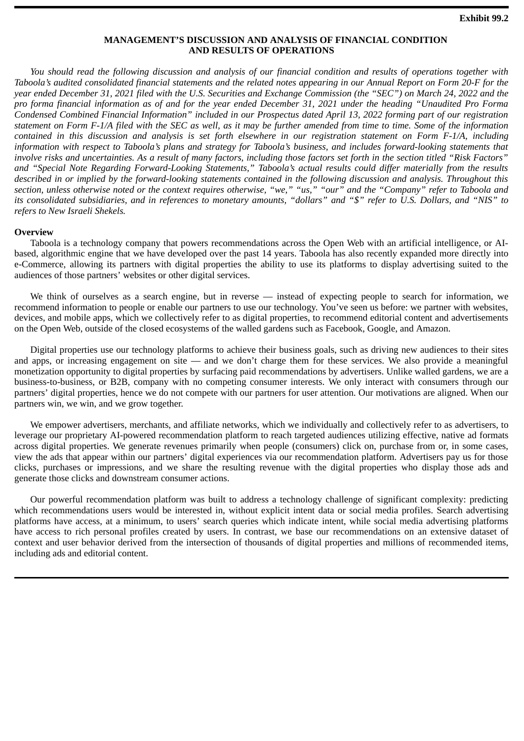**Exhibit 99.2**

# MANAGEMENT'S DISCUSSION AND ANALYSIS OF FINANCIAL CONDITION AND RESULTS OF OPERATIONS

*You should read the following discussion and analysis of our financial condition and results of operations together with Taboola's audited consolidated financial statements and the related notes appearing in our Annual Report on Form 20-F for the year ended December 31, 2021 filed with the U.S. Securities and Exchange Commission (the "SEC") on March 24, 2022 and the pro forma financial information as of and for the year ended December 31, 2021 under the heading "Unaudited Pro Forma Condensed Combined Financial Information" included in our Prospectus dated April 13, 2022 forming part of our registration statement on Form F-1/A filed with the SEC as well, as it may be further amended from time to time. Some of the information contained in this discussion and analysis is set forth elsewhere in our registration statement on Form F-1/A, including information with respect to Taboola's plans and strategy for Taboola's business, and includes forward-looking statements that involve risks and uncertainties. As a result of many factors, including those factors set forth in the section titled "Risk Factors" and "Special Note Regarding Forward-Looking Statements," Taboola's actual results could differ materially from the results described in or implied by the forward-looking statements contained in the following discussion and analysis. Throughout this section, unless otherwise noted or the context requires otherwise, "we," "us," "our" and the "Company" refer to Taboola and its consolidated subsidiaries, and in references to monetary amounts, "dollars" and "$" refer to U.S. Dollars, and "NIS" to refers to New Israeli Shekels.*

## Overview

Taboola is a technology company that powers recommendations across the Open Web with an artificial intelligence, or AI-based, algorithmic engine that we have developed over the past 14 years. Taboola has also recently expanded more directly into e-Commerce, allowing its partners with digital properties the ability to use its platforms to display advertising suited to the audiences of those partners' websites or other digital services.

We think of ourselves as a search engine, but in reverse — instead of expecting people to search for information, we recommend information to people or enable our partners to use our technology. You've seen us before: we partner with websites, devices, and mobile apps, which we collectively refer to as digital properties, to recommend editorial content and advertisements on the Open Web, outside of the closed ecosystems of the walled gardens such as Facebook, Google, and Amazon.

Digital properties use our technology platforms to achieve their business goals, such as driving new audiences to their sites and apps, or increasing engagement on site — and we don't charge them for these services. We also provide a meaningful monetization opportunity to digital properties by surfacing paid recommendations by advertisers. Unlike walled gardens, we are a business-to-business, or B2B, company with no competing consumer interests. We only interact with consumers through our partners' digital properties, hence we do not compete with our partners for user attention. Our motivations are aligned. When our partners win, we win, and we grow together.

We empower advertisers, merchants, and affiliate networks, which we individually and collectively refer to as advertisers, to leverage our proprietary AI-powered recommendation platform to reach targeted audiences utilizing effective, native ad formats across digital properties. We generate revenues primarily when people (consumers) click on, purchase from or, in some cases, view the ads that appear within our partners' digital experiences via our recommendation platform. Advertisers pay us for those clicks, purchases or impressions, and we share the resulting revenue with the digital properties who display those ads and generate those clicks and downstream consumer actions.

Our powerful recommendation platform was built to address a technology challenge of significant complexity: predicting which recommendations users would be interested in, without explicit intent data or social media profiles. Search advertising platforms have access, at a minimum, to users' search queries which indicate intent, while social media advertising platforms have access to rich personal profiles created by users. In contrast, we base our recommendations on an extensive dataset of context and user behavior derived from the intersection of thousands of digital properties and millions of recommended items, including ads and editorial content.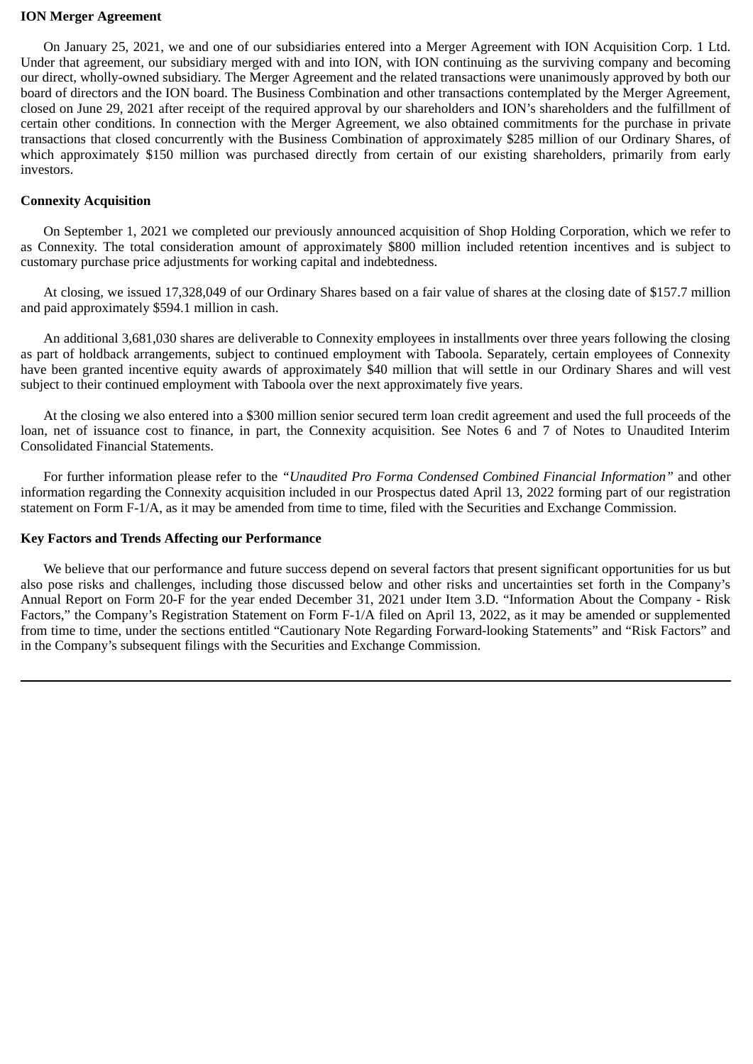**ION Merger Agreement**

On January 25, 2021, we and one of our subsidiaries entered into a Merger Agreement with ION Acquisition Corp. 1 Ltd. Under that agreement, our subsidiary merged with and into ION, with ION continuing as the surviving company and becoming our direct, wholly-owned subsidiary. The Merger Agreement and the related transactions were unanimously approved by both our board of directors and the ION board. The Business Combination and other transactions contemplated by the Merger Agreement, closed on June 29, 2021 after receipt of the required approval by our shareholders and ION's shareholders and the fulfillment of certain other conditions. In connection with the Merger Agreement, we also obtained commitments for the purchase in private transactions that closed concurrently with the Business Combination of approximately $285 million of our Ordinary Shares, of which approximately $150 million was purchased directly from certain of our existing shareholders, primarily from early investors.

**Connexity Acquisition**

On September 1, 2021 we completed our previously announced acquisition of Shop Holding Corporation, which we refer to as Connexity. The total consideration amount of approximately $800 million included retention incentives and is subject to customary purchase price adjustments for working capital and indebtedness.

At closing, we issued 17,328,049 of our Ordinary Shares based on a fair value of shares at the closing date of $157.7 million and paid approximately $594.1 million in cash.

An additional 3,681,030 shares are deliverable to Connexity employees in installments over three years following the closing as part of holdback arrangements, subject to continued employment with Taboola. Separately, certain employees of Connexity have been granted incentive equity awards of approximately $40 million that will settle in our Ordinary Shares and will vest subject to their continued employment with Taboola over the next approximately five years.

At the closing we also entered into a $300 million senior secured term loan credit agreement and used the full proceeds of the loan, net of issuance cost to finance, in part, the Connexity acquisition. See Notes 6 and 7 of Notes to Unaudited Interim Consolidated Financial Statements.

For further information please refer to the *"Unaudited Pro Forma Condensed Combined Financial Information"* and other information regarding the Connexity acquisition included in our Prospectus dated April 13, 2022 forming part of our registration statement on Form F-1/A, as it may be amended from time to time, filed with the Securities and Exchange Commission.

**Key Factors and Trends Affecting our Performance**

We believe that our performance and future success depend on several factors that present significant opportunities for us but also pose risks and challenges, including those discussed below and other risks and uncertainties set forth in the Company's Annual Report on Form 20-F for the year ended December 31, 2021 under Item 3.D. "Information About the Company - Risk Factors," the Company's Registration Statement on Form F-1/A filed on April 13, 2022, as it may be amended or supplemented from time to time, under the sections entitled "Cautionary Note Regarding Forward-looking Statements" and "Risk Factors" and in the Company's subsequent filings with the Securities and Exchange Commission.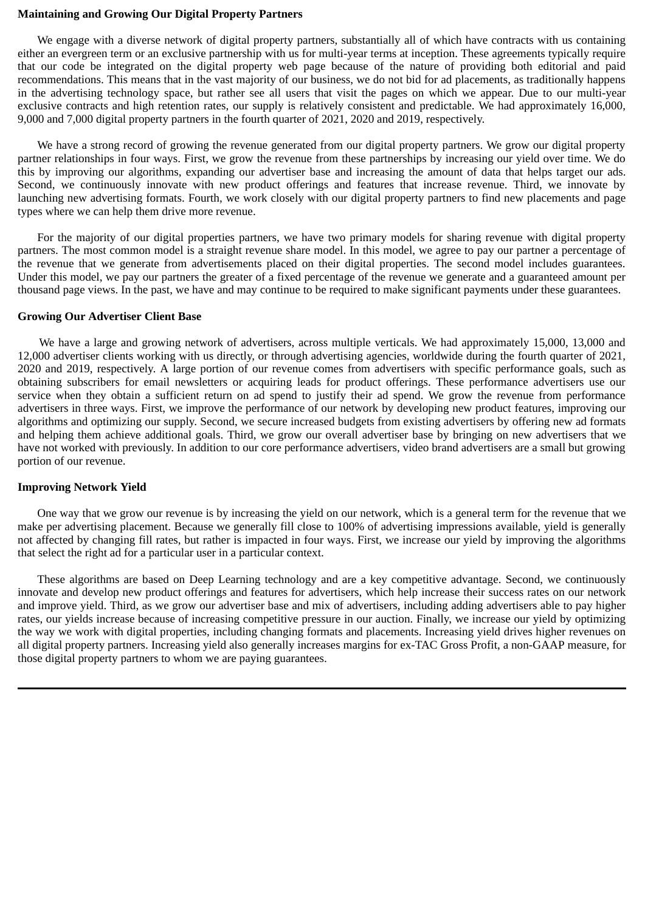**Maintaining and Growing Our Digital Property Partners**

We engage with a diverse network of digital property partners, substantially all of which have contracts with us containing either an evergreen term or an exclusive partnership with us for multi-year terms at inception. These agreements typically require that our code be integrated on the digital property web page because of the nature of providing both editorial and paid recommendations. This means that in the vast majority of our business, we do not bid for ad placements, as traditionally happens in the advertising technology space, but rather see all users that visit the pages on which we appear. Due to our multi-year exclusive contracts and high retention rates, our supply is relatively consistent and predictable. We had approximately 16,000, 9,000 and 7,000 digital property partners in the fourth quarter of 2021, 2020 and 2019, respectively.

We have a strong record of growing the revenue generated from our digital property partners. We grow our digital property partner relationships in four ways. First, we grow the revenue from these partnerships by increasing our yield over time. We do this by improving our algorithms, expanding our advertiser base and increasing the amount of data that helps target our ads. Second, we continuously innovate with new product offerings and features that increase revenue. Third, we innovate by launching new advertising formats. Fourth, we work closely with our digital property partners to find new placements and page types where we can help them drive more revenue.

For the majority of our digital properties partners, we have two primary models for sharing revenue with digital property partners. The most common model is a straight revenue share model. In this model, we agree to pay our partner a percentage of the revenue that we generate from advertisements placed on their digital properties. The second model includes guarantees. Under this model, we pay our partners the greater of a fixed percentage of the revenue we generate and a guaranteed amount per thousand page views. In the past, we have and may continue to be required to make significant payments under these guarantees.

**Growing Our Advertiser Client Base**

We have a large and growing network of advertisers, across multiple verticals. We had approximately 15,000, 13,000 and 12,000 advertiser clients working with us directly, or through advertising agencies, worldwide during the fourth quarter of 2021, 2020 and 2019, respectively. A large portion of our revenue comes from advertisers with specific performance goals, such as obtaining subscribers for email newsletters or acquiring leads for product offerings. These performance advertisers use our service when they obtain a sufficient return on ad spend to justify their ad spend. We grow the revenue from performance advertisers in three ways. First, we improve the performance of our network by developing new product features, improving our algorithms and optimizing our supply. Second, we secure increased budgets from existing advertisers by offering new ad formats and helping them achieve additional goals. Third, we grow our overall advertiser base by bringing on new advertisers that we have not worked with previously. In addition to our core performance advertisers, video brand advertisers are a small but growing portion of our revenue.

**Improving Network Yield**

One way that we grow our revenue is by increasing the yield on our network, which is a general term for the revenue that we make per advertising placement. Because we generally fill close to 100% of advertising impressions available, yield is generally not affected by changing fill rates, but rather is impacted in four ways. First, we increase our yield by improving the algorithms that select the right ad for a particular user in a particular context.

These algorithms are based on Deep Learning technology and are a key competitive advantage. Second, we continuously innovate and develop new product offerings and features for advertisers, which help increase their success rates on our network and improve yield. Third, as we grow our advertiser base and mix of advertisers, including adding advertisers able to pay higher rates, our yields increase because of increasing competitive pressure in our auction. Finally, we increase our yield by optimizing the way we work with digital properties, including changing formats and placements. Increasing yield drives higher revenues on all digital property partners. Increasing yield also generally increases margins for ex-TAC Gross Profit, a non-GAAP measure, for those digital property partners to whom we are paying guarantees.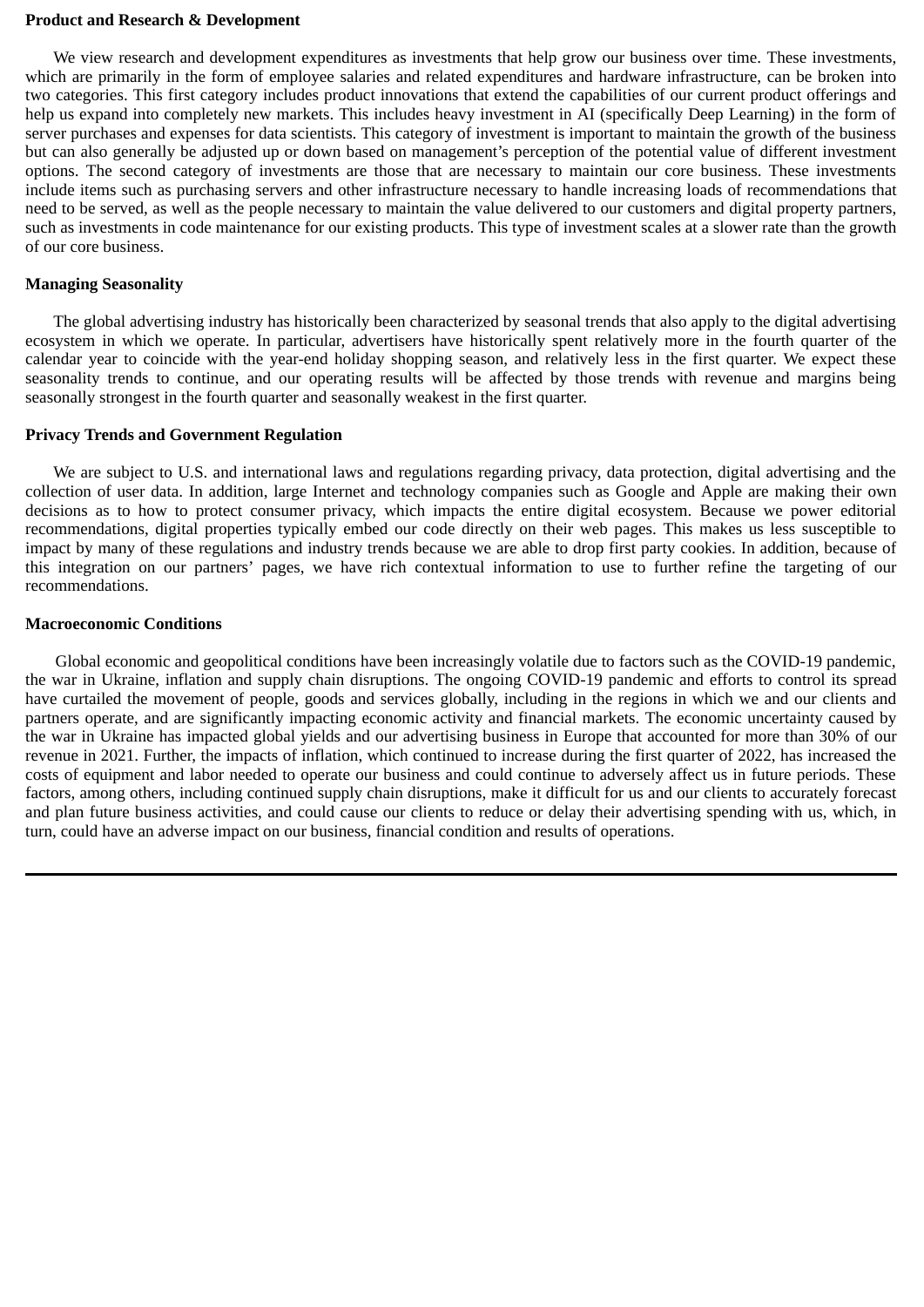**Product and Research & Development**

We view research and development expenditures as investments that help grow our business over time. These investments, which are primarily in the form of employee salaries and related expenditures and hardware infrastructure, can be broken into two categories. This first category includes product innovations that extend the capabilities of our current product offerings and help us expand into completely new markets. This includes heavy investment in AI (specifically Deep Learning) in the form of server purchases and expenses for data scientists. This category of investment is important to maintain the growth of the business but can also generally be adjusted up or down based on management's perception of the potential value of different investment options. The second category of investments are those that are necessary to maintain our core business. These investments include items such as purchasing servers and other infrastructure necessary to handle increasing loads of recommendations that need to be served, as well as the people necessary to maintain the value delivered to our customers and digital property partners, such as investments in code maintenance for our existing products. This type of investment scales at a slower rate than the growth of our core business.

**Managing Seasonality**

The global advertising industry has historically been characterized by seasonal trends that also apply to the digital advertising ecosystem in which we operate. In particular, advertisers have historically spent relatively more in the fourth quarter of the calendar year to coincide with the year-end holiday shopping season, and relatively less in the first quarter. We expect these seasonality trends to continue, and our operating results will be affected by those trends with revenue and margins being seasonally strongest in the fourth quarter and seasonally weakest in the first quarter.

**Privacy Trends and Government Regulation**

We are subject to U.S. and international laws and regulations regarding privacy, data protection, digital advertising and the collection of user data. In addition, large Internet and technology companies such as Google and Apple are making their own decisions as to how to protect consumer privacy, which impacts the entire digital ecosystem. Because we power editorial recommendations, digital properties typically embed our code directly on their web pages. This makes us less susceptible to impact by many of these regulations and industry trends because we are able to drop first party cookies. In addition, because of this integration on our partners' pages, we have rich contextual information to use to further refine the targeting of our recommendations.

**Macroeconomic Conditions**

Global economic and geopolitical conditions have been increasingly volatile due to factors such as the COVID-19 pandemic, the war in Ukraine, inflation and supply chain disruptions. The ongoing COVID-19 pandemic and efforts to control its spread have curtailed the movement of people, goods and services globally, including in the regions in which we and our clients and partners operate, and are significantly impacting economic activity and financial markets. The economic uncertainty caused by the war in Ukraine has impacted global yields and our advertising business in Europe that accounted for more than 30% of our revenue in 2021. Further, the impacts of inflation, which continued to increase during the first quarter of 2022, has increased the costs of equipment and labor needed to operate our business and could continue to adversely affect us in future periods. These factors, among others, including continued supply chain disruptions, make it difficult for us and our clients to accurately forecast and plan future business activities, and could cause our clients to reduce or delay their advertising spending with us, which, in turn, could have an adverse impact on our business, financial condition and results of operations.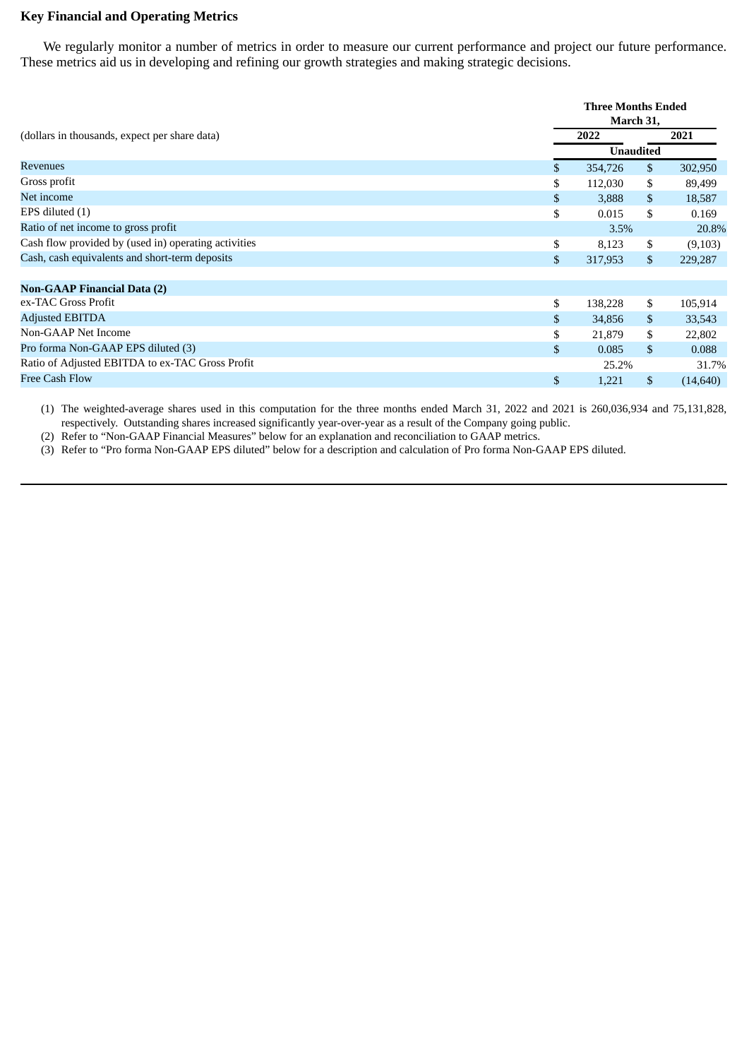## Key Financial and Operating Metrics

We regularly monitor a number of metrics in order to measure our current performance and project our future performance. These metrics aid us in developing and refining our growth strategies and making strategic decisions.

| (dollars in thousands, expect per share data) | Three Months Ended March 31, 2022 | 2021 |
|---|---|---|
| | Unaudited | |
| Revenues | $ 354,726 | $ 302,950 |
| Gross profit | $ 112,030 | $ 89,499 |
| Net income | $ 3,888 | $ 18,587 |
| EPS diluted (1) | $ 0.015 | $ 0.169 |
| Ratio of net income to gross profit | 3.5% | 20.8% |
| Cash flow provided by (used in) operating activities | $ 8,123 | $ (9,103) |
| Cash, cash equivalents and short-term deposits | $ 317,953 | $ 229,287 |
| | | |
| **Non-GAAP Financial Data (2)** | | |
| ex-TAC Gross Profit | $ 138,228 | $ 105,914 |
| Adjusted EBITDA | $ 34,856 | $ 33,543 |
| Non-GAAP Net Income | $ 21,879 | $ 22,802 |
| Pro forma Non-GAAP EPS diluted (3) | $ 0.085 | $ 0.088 |
| Ratio of Adjusted EBITDA to ex-TAC Gross Profit | 25.2% | 31.7% |
| Free Cash Flow | $ 1,221 | $ (14,640) |

(1) The weighted-average shares used in this computation for the three months ended March 31, 2022 and 2021 is 260,036,934 and 75,131,828, respectively. Outstanding shares increased significantly year-over-year as a result of the Company going public.

(2) Refer to "Non-GAAP Financial Measures" below for an explanation and reconciliation to GAAP metrics.

(3) Refer to "Pro forma Non-GAAP EPS diluted" below for a description and calculation of Pro forma Non-GAAP EPS diluted.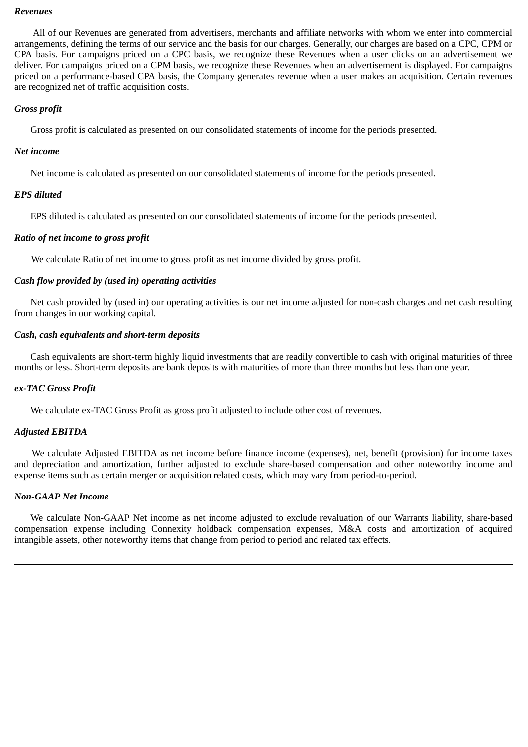***Revenues***

All of our Revenues are generated from advertisers, merchants and affiliate networks with whom we enter into commercial arrangements, defining the terms of our service and the basis for our charges. Generally, our charges are based on a CPC, CPM or CPA basis. For campaigns priced on a CPC basis, we recognize these Revenues when a user clicks on an advertisement we deliver. For campaigns priced on a CPM basis, we recognize these Revenues when an advertisement is displayed. For campaigns priced on a performance-based CPA basis, the Company generates revenue when a user makes an acquisition. Certain revenues are recognized net of traffic acquisition costs.

***Gross profit***

Gross profit is calculated as presented on our consolidated statements of income for the periods presented.

***Net income***

Net income is calculated as presented on our consolidated statements of income for the periods presented.

***EPS diluted***

EPS diluted is calculated as presented on our consolidated statements of income for the periods presented.

***Ratio of net income to gross profit***

We calculate Ratio of net income to gross profit as net income divided by gross profit.

***Cash flow provided by (used in) operating activities***

Net cash provided by (used in) our operating activities is our net income adjusted for non-cash charges and net cash resulting from changes in our working capital.

***Cash, cash equivalents and short-term deposits***

Cash equivalents are short-term highly liquid investments that are readily convertible to cash with original maturities of three months or less. Short-term deposits are bank deposits with maturities of more than three months but less than one year.

***ex-TAC Gross Profit***

We calculate ex-TAC Gross Profit as gross profit adjusted to include other cost of revenues.

***Adjusted EBITDA***

We calculate Adjusted EBITDA as net income before finance income (expenses), net, benefit (provision) for income taxes and depreciation and amortization, further adjusted to exclude share-based compensation and other noteworthy income and expense items such as certain merger or acquisition related costs, which may vary from period-to-period.

***Non-GAAP Net Income***

We calculate Non-GAAP Net income as net income adjusted to exclude revaluation of our Warrants liability, share-based compensation expense including Connexity holdback compensation expenses, M&A costs and amortization of acquired intangible assets, other noteworthy items that change from period to period and related tax effects.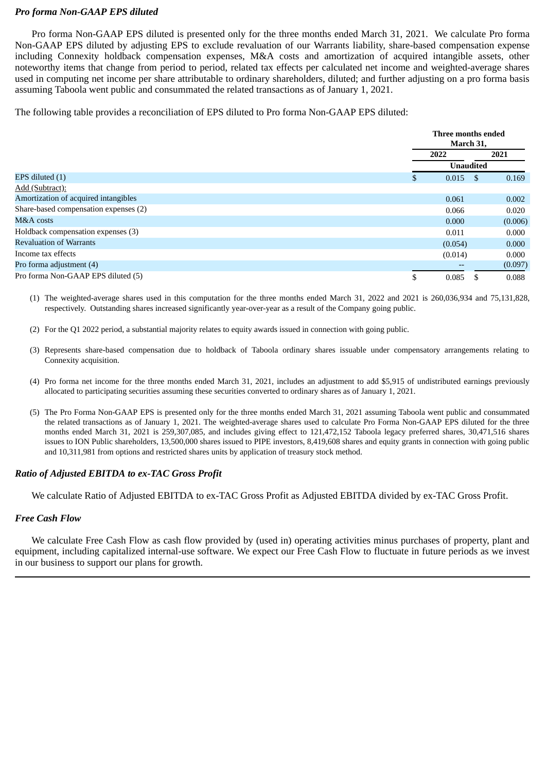### *Pro forma Non-GAAP EPS diluted*

Pro forma Non-GAAP EPS diluted is presented only for the three months ended March 31, 2021. We calculate Pro forma Non-GAAP EPS diluted by adjusting EPS to exclude revaluation of our Warrants liability, share-based compensation expense including Connexity holdback compensation expenses, M&A costs and amortization of acquired intangible assets, other noteworthy items that change from period to period, related tax effects per calculated net income and weighted-average shares used in computing net income per share attributable to ordinary shareholders, diluted; and further adjusting on a pro forma basis assuming Taboola went public and consummated the related transactions as of January 1, 2021.

The following table provides a reconciliation of EPS diluted to Pro forma Non-GAAP EPS diluted:

| | Three months ended March 31, | |
|---|---|---|
| | 2022 | 2021 |
| | Unaudited | |
| EPS diluted (1) | $ 0.015 | $ 0.169 |
| Add (Subtract): | | |
| Amortization of acquired intangibles | 0.061 | 0.002 |
| Share-based compensation expenses (2) | 0.066 | 0.020 |
| M&A costs | 0.000 | (0.006) |
| Holdback compensation expenses (3) | 0.011 | 0.000 |
| Revaluation of Warrants | (0.054) | 0.000 |
| Income tax effects | (0.014) | 0.000 |
| Pro forma adjustment (4) | -- | (0.097) |
| Pro forma Non-GAAP EPS diluted (5) | $ 0.085 | $ 0.088 |

(1) The weighted-average shares used in this computation for the three months ended March 31, 2022 and 2021 is 260,036,934 and 75,131,828, respectively. Outstanding shares increased significantly year-over-year as a result of the Company going public.

(2) For the Q1 2022 period, a substantial majority relates to equity awards issued in connection with going public.

(3) Represents share-based compensation due to holdback of Taboola ordinary shares issuable under compensatory arrangements relating to Connexity acquisition.

(4) Pro forma net income for the three months ended March 31, 2021, includes an adjustment to add $5,915 of undistributed earnings previously allocated to participating securities assuming these securities converted to ordinary shares as of January 1, 2021.

(5) The Pro Forma Non-GAAP EPS is presented only for the three months ended March 31, 2021 assuming Taboola went public and consummated the related transactions as of January 1, 2021. The weighted-average shares used to calculate Pro Forma Non-GAAP EPS diluted for the three months ended March 31, 2021 is 259,307,085, and includes giving effect to 121,472,152 Taboola legacy preferred shares, 30,471,516 shares issues to ION Public shareholders, 13,500,000 shares issued to PIPE investors, 8,419,608 shares and equity grants in connection with going public and 10,311,981 from options and restricted shares units by application of treasury stock method.

### *Ratio of Adjusted EBITDA to ex-TAC Gross Profit*

We calculate Ratio of Adjusted EBITDA to ex-TAC Gross Profit as Adjusted EBITDA divided by ex-TAC Gross Profit.

### *Free Cash Flow*

We calculate Free Cash Flow as cash flow provided by (used in) operating activities minus purchases of property, plant and equipment, including capitalized internal-use software. We expect our Free Cash Flow to fluctuate in future periods as we invest in our business to support our plans for growth.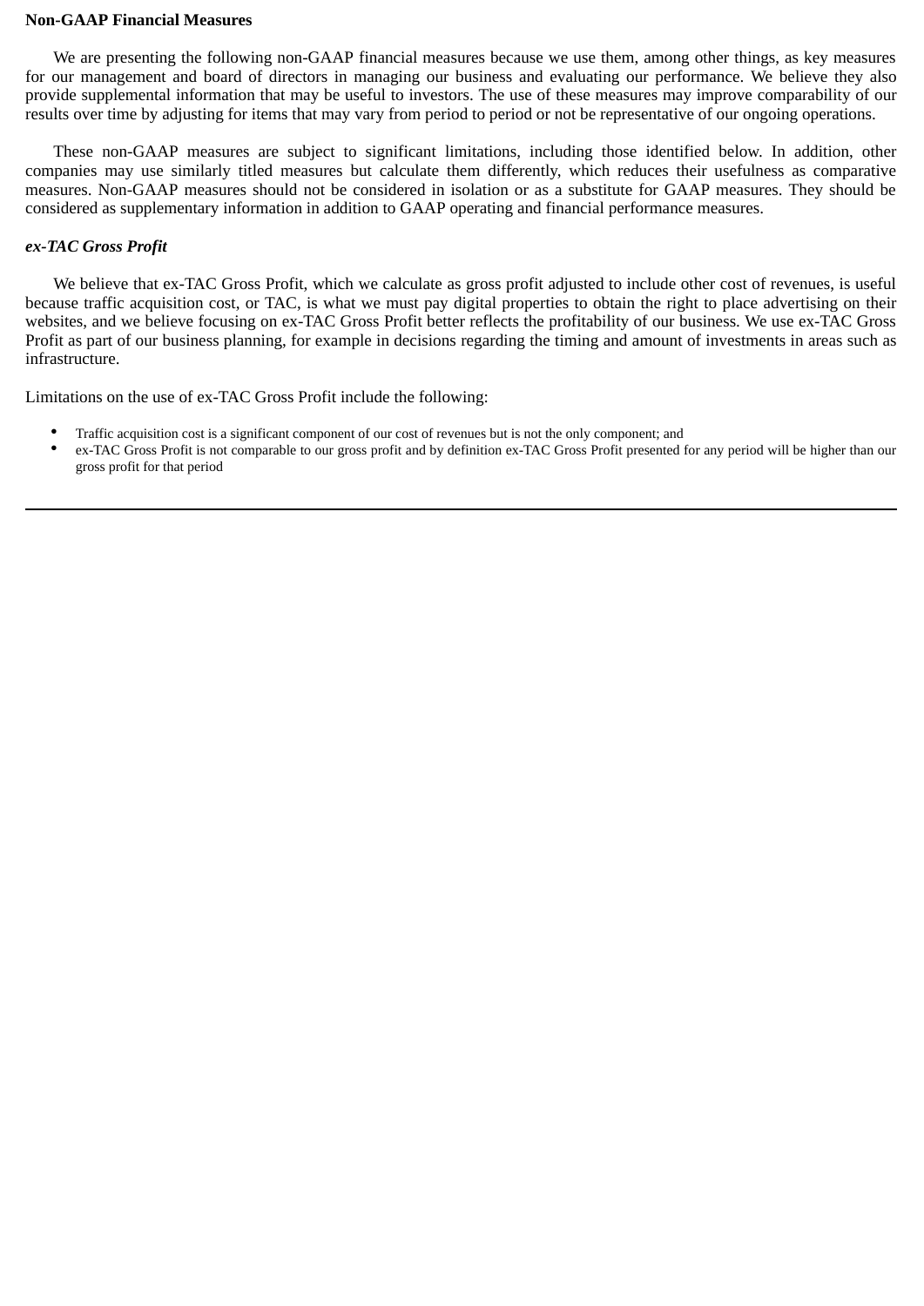**Non-GAAP Financial Measures**

We are presenting the following non-GAAP financial measures because we use them, among other things, as key measures for our management and board of directors in managing our business and evaluating our performance. We believe they also provide supplemental information that may be useful to investors. The use of these measures may improve comparability of our results over time by adjusting for items that may vary from period to period or not be representative of our ongoing operations.

These non-GAAP measures are subject to significant limitations, including those identified below. In addition, other companies may use similarly titled measures but calculate them differently, which reduces their usefulness as comparative measures. Non-GAAP measures should not be considered in isolation or as a substitute for GAAP measures. They should be considered as supplementary information in addition to GAAP operating and financial performance measures.

***ex-TAC Gross Profit***

We believe that ex-TAC Gross Profit, which we calculate as gross profit adjusted to include other cost of revenues, is useful because traffic acquisition cost, or TAC, is what we must pay digital properties to obtain the right to place advertising on their websites, and we believe focusing on ex-TAC Gross Profit better reflects the profitability of our business. We use ex-TAC Gross Profit as part of our business planning, for example in decisions regarding the timing and amount of investments in areas such as infrastructure.

Limitations on the use of ex-TAC Gross Profit include the following:

- Traffic acquisition cost is a significant component of our cost of revenues but is not the only component; and
- ex-TAC Gross Profit is not comparable to our gross profit and by definition ex-TAC Gross Profit presented for any period will be higher than our gross profit for that period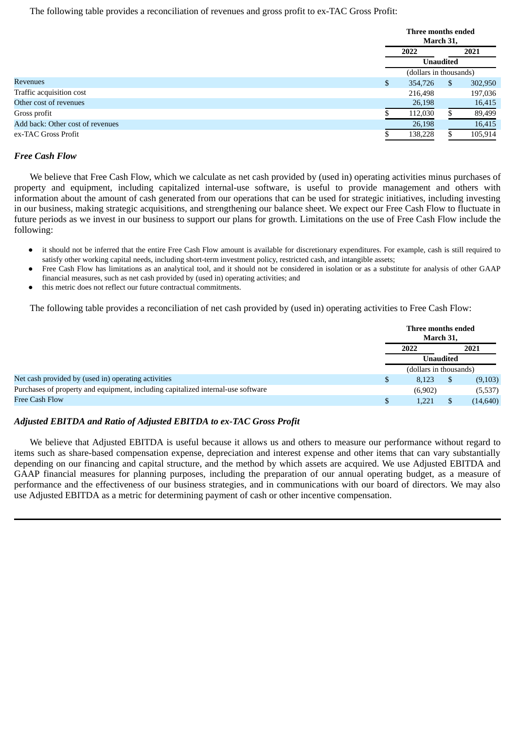The following table provides a reconciliation of revenues and gross profit to ex-TAC Gross Profit:

| | Three months ended March 31, | |
|---|---|---|
| | 2022 | 2021 |
| | Unaudited | |
| | (dollars in thousands) | |
| Revenues | $ 354,726 | $ 302,950 |
| Traffic acquisition cost | 216,498 | 197,036 |
| Other cost of revenues | 26,198 | 16,415 |
| Gross profit | $ 112,030 | $ 89,499 |
| Add back: Other cost of revenues | 26,198 | 16,415 |
| ex-TAC Gross Profit | $ 138,228 | $ 105,914 |

***Free Cash Flow***

We believe that Free Cash Flow, which we calculate as net cash provided by (used in) operating activities minus purchases of property and equipment, including capitalized internal-use software, is useful to provide management and others with information about the amount of cash generated from our operations that can be used for strategic initiatives, including investing in our business, making strategic acquisitions, and strengthening our balance sheet. We expect our Free Cash Flow to fluctuate in future periods as we invest in our business to support our plans for growth. Limitations on the use of Free Cash Flow include the following:

- it should not be inferred that the entire Free Cash Flow amount is available for discretionary expenditures. For example, cash is still required to satisfy other working capital needs, including short-term investment policy, restricted cash, and intangible assets;
- Free Cash Flow has limitations as an analytical tool, and it should not be considered in isolation or as a substitute for analysis of other GAAP financial measures, such as net cash provided by (used in) operating activities; and
- this metric does not reflect our future contractual commitments.

The following table provides a reconciliation of net cash provided by (used in) operating activities to Free Cash Flow:

| | Three months ended March 31, | |
|---|---|---|
| | 2022 | 2021 |
| | Unaudited | |
| | (dollars in thousands) | |
| Net cash provided by (used in) operating activities | $ 8,123 | $ (9,103) |
| Purchases of property and equipment, including capitalized internal-use software | (6,902) | (5,537) |
| Free Cash Flow | $ 1,221 | $ (14,640) |

***Adjusted EBITDA and Ratio of Adjusted EBITDA to ex-TAC Gross Profit***

We believe that Adjusted EBITDA is useful because it allows us and others to measure our performance without regard to items such as share-based compensation expense, depreciation and interest expense and other items that can vary substantially depending on our financing and capital structure, and the method by which assets are acquired. We use Adjusted EBITDA and GAAP financial measures for planning purposes, including the preparation of our annual operating budget, as a measure of performance and the effectiveness of our business strategies, and in communications with our board of directors. We may also use Adjusted EBITDA as a metric for determining payment of cash or other incentive compensation.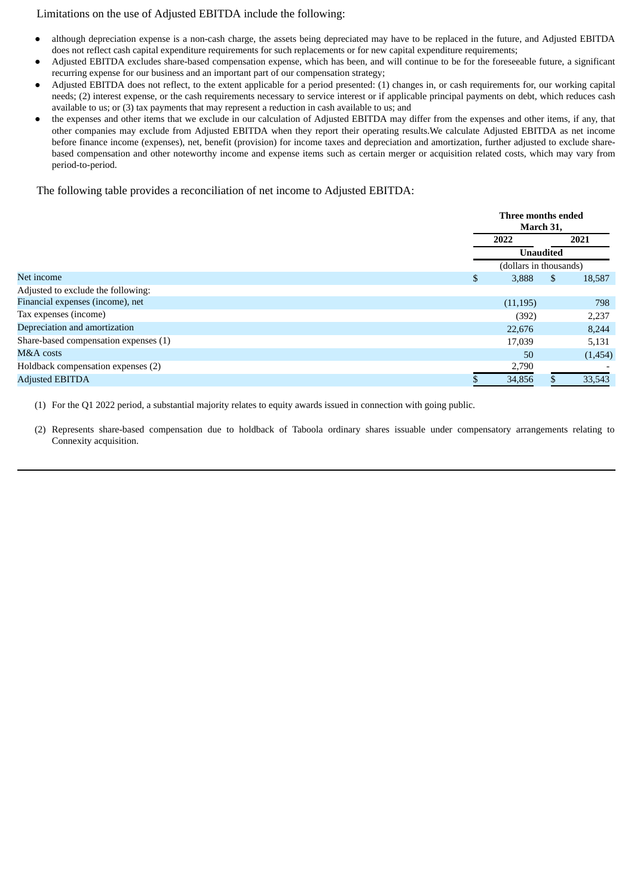Limitations on the use of Adjusted EBITDA include the following:

- although depreciation expense is a non-cash charge, the assets being depreciated may have to be replaced in the future, and Adjusted EBITDA does not reflect cash capital expenditure requirements for such replacements or for new capital expenditure requirements;
- Adjusted EBITDA excludes share-based compensation expense, which has been, and will continue to be for the foreseeable future, a significant recurring expense for our business and an important part of our compensation strategy;
- Adjusted EBITDA does not reflect, to the extent applicable for a period presented: (1) changes in, or cash requirements for, our working capital needs; (2) interest expense, or the cash requirements necessary to service interest or if applicable principal payments on debt, which reduces cash available to us; or (3) tax payments that may represent a reduction in cash available to us; and
- the expenses and other items that we exclude in our calculation of Adjusted EBITDA may differ from the expenses and other items, if any, that other companies may exclude from Adjusted EBITDA when they report their operating results.We calculate Adjusted EBITDA as net income before finance income (expenses), net, benefit (provision) for income taxes and depreciation and amortization, further adjusted to exclude share-based compensation and other noteworthy income and expense items such as certain merger or acquisition related costs, which may vary from period-to-period.

The following table provides a reconciliation of net income to Adjusted EBITDA:

| | Three months ended March 31, | |
|---|---|---|
| | 2022 | 2021 |
| | Unaudited | |
| | (dollars in thousands) | |
| Net income | $ 3,888 | $ 18,587 |
| Adjusted to exclude the following: | | |
| Financial expenses (income), net | (11,195) | 798 |
| Tax expenses (income) | (392) | 2,237 |
| Depreciation and amortization | 22,676 | 8,244 |
| Share-based compensation expenses (1) | 17,039 | 5,131 |
| M&A costs | 50 | (1,454) |
| Holdback compensation expenses (2) | 2,790 | - |
| Adjusted EBITDA | $ 34,856 | $ 33,543 |

(1) For the Q1 2022 period, a substantial majority relates to equity awards issued in connection with going public.

(2) Represents share-based compensation due to holdback of Taboola ordinary shares issuable under compensatory arrangements relating to Connexity acquisition.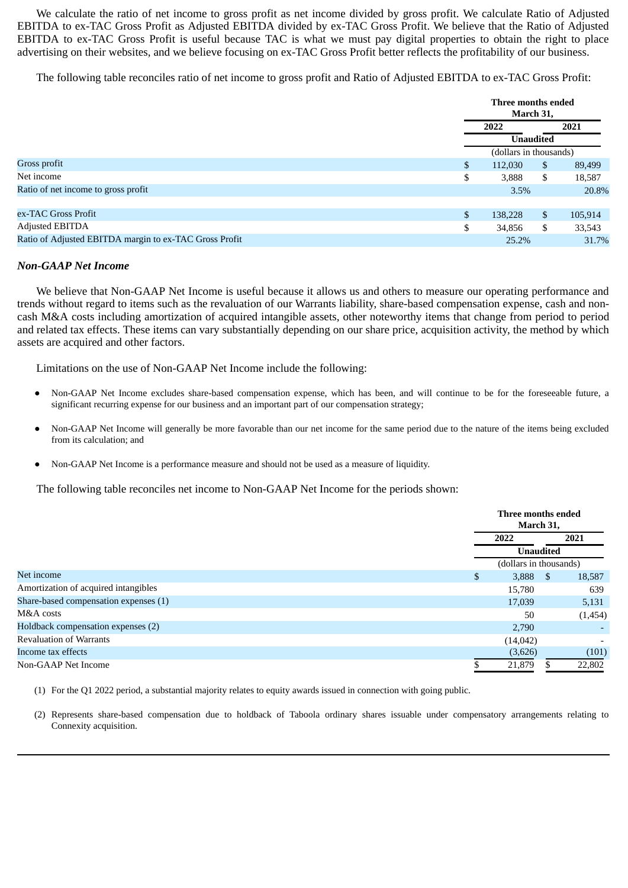We calculate the ratio of net income to gross profit as net income divided by gross profit. We calculate Ratio of Adjusted EBITDA to ex-TAC Gross Profit as Adjusted EBITDA divided by ex-TAC Gross Profit. We believe that the Ratio of Adjusted EBITDA to ex-TAC Gross Profit is useful because TAC is what we must pay digital properties to obtain the right to place advertising on their websites, and we believe focusing on ex-TAC Gross Profit better reflects the profitability of our business.

The following table reconciles ratio of net income to gross profit and Ratio of Adjusted EBITDA to ex-TAC Gross Profit:

| | Three months ended March 31, | |
|---|---|---|
| | 2022 | 2021 |
| | Unaudited | |
| | (dollars in thousands) | |
| Gross profit | $ 112,030 | $ 89,499 |
| Net income | $ 3,888 | $ 18,587 |
| Ratio of net income to gross profit | 3.5% | 20.8% |
| | | |
| ex-TAC Gross Profit | $ 138,228 | $ 105,914 |
| Adjusted EBITDA | $ 34,856 | $ 33,543 |
| Ratio of Adjusted EBITDA margin to ex-TAC Gross Profit | 25.2% | 31.7% |

### *Non-GAAP Net Income*

We believe that Non-GAAP Net Income is useful because it allows us and others to measure our operating performance and trends without regard to items such as the revaluation of our Warrants liability, share-based compensation expense, cash and non-cash M&A costs including amortization of acquired intangible assets, other noteworthy items that change from period to period and related tax effects. These items can vary substantially depending on our share price, acquisition activity, the method by which assets are acquired and other factors.

Limitations on the use of Non-GAAP Net Income include the following:

- Non-GAAP Net Income excludes share-based compensation expense, which has been, and will continue to be for the foreseeable future, a significant recurring expense for our business and an important part of our compensation strategy;
- Non-GAAP Net Income will generally be more favorable than our net income for the same period due to the nature of the items being excluded from its calculation; and
- Non-GAAP Net Income is a performance measure and should not be used as a measure of liquidity.

The following table reconciles net income to Non-GAAP Net Income for the periods shown:

| | Three months ended March 31, | |
|---|---|---|
| | 2022 | 2021 |
| | Unaudited | |
| | (dollars in thousands) | |
| Net income | $ 3,888 | $ 18,587 |
| Amortization of acquired intangibles | 15,780 | 639 |
| Share-based compensation expenses (1) | 17,039 | 5,131 |
| M&A costs | 50 | (1,454) |
| Holdback compensation expenses (2) | 2,790 | - |
| Revaluation of Warrants | (14,042) | - |
| Income tax effects | (3,626) | (101) |
| Non-GAAP Net Income | $ 21,879 | $ 22,802 |

(1) For the Q1 2022 period, a substantial majority relates to equity awards issued in connection with going public.

(2) Represents share-based compensation due to holdback of Taboola ordinary shares issuable under compensatory arrangements relating to Connexity acquisition.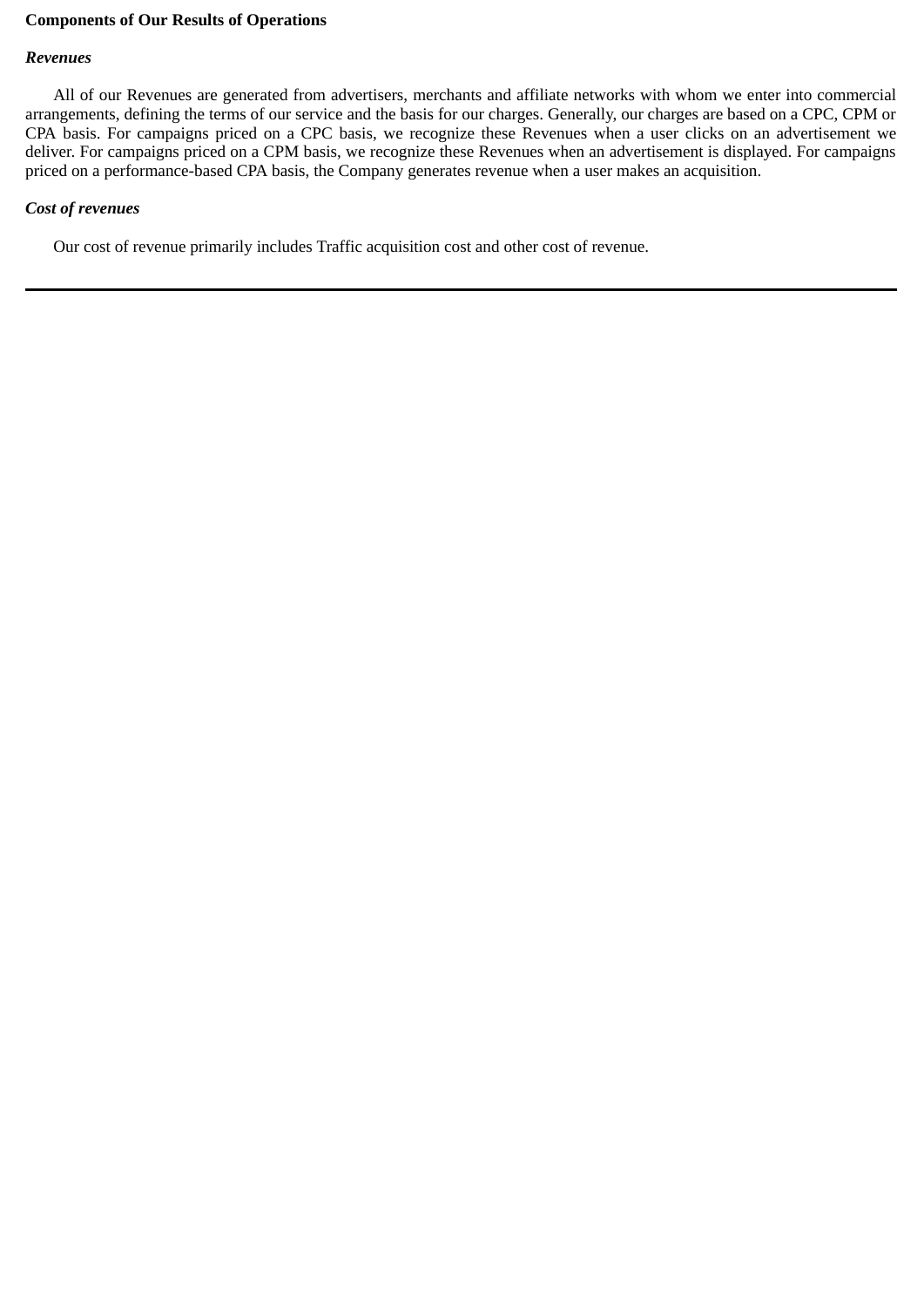**Components of Our Results of Operations**

***Revenues***

All of our Revenues are generated from advertisers, merchants and affiliate networks with whom we enter into commercial arrangements, defining the terms of our service and the basis for our charges. Generally, our charges are based on a CPC, CPM or CPA basis. For campaigns priced on a CPC basis, we recognize these Revenues when a user clicks on an advertisement we deliver. For campaigns priced on a CPM basis, we recognize these Revenues when an advertisement is displayed. For campaigns priced on a performance-based CPA basis, the Company generates revenue when a user makes an acquisition.

***Cost of revenues***

Our cost of revenue primarily includes Traffic acquisition cost and other cost of revenue.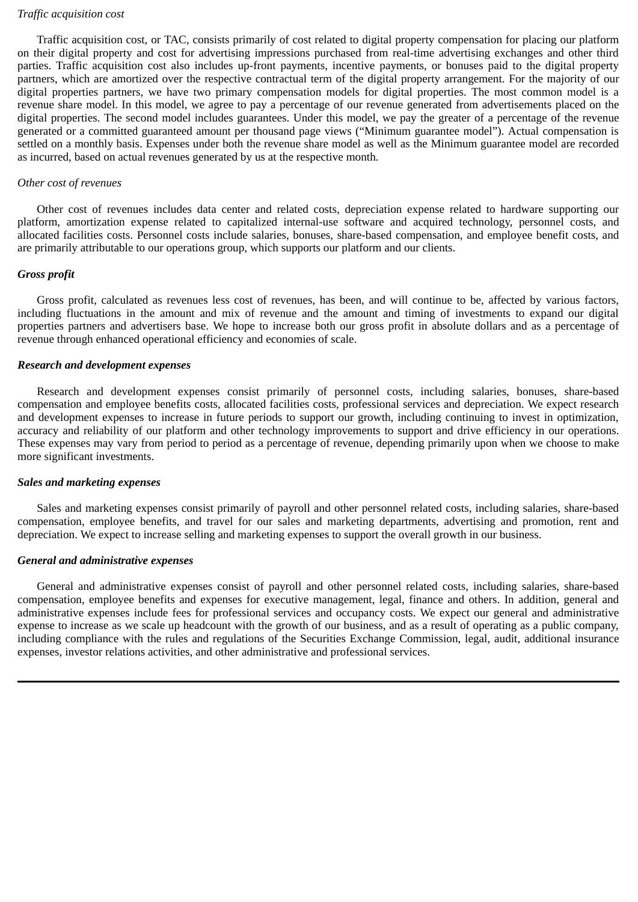*Traffic acquisition cost*

Traffic acquisition cost, or TAC, consists primarily of cost related to digital property compensation for placing our platform on their digital property and cost for advertising impressions purchased from real-time advertising exchanges and other third parties. Traffic acquisition cost also includes up-front payments, incentive payments, or bonuses paid to the digital property partners, which are amortized over the respective contractual term of the digital property arrangement. For the majority of our digital properties partners, we have two primary compensation models for digital properties. The most common model is a revenue share model. In this model, we agree to pay a percentage of our revenue generated from advertisements placed on the digital properties. The second model includes guarantees. Under this model, we pay the greater of a percentage of the revenue generated or a committed guaranteed amount per thousand page views ("Minimum guarantee model"). Actual compensation is settled on a monthly basis. Expenses under both the revenue share model as well as the Minimum guarantee model are recorded as incurred, based on actual revenues generated by us at the respective month.

*Other cost of revenues*

Other cost of revenues includes data center and related costs, depreciation expense related to hardware supporting our platform, amortization expense related to capitalized internal-use software and acquired technology, personnel costs, and allocated facilities costs. Personnel costs include salaries, bonuses, share-based compensation, and employee benefit costs, and are primarily attributable to our operations group, which supports our platform and our clients.

***Gross profit***

Gross profit, calculated as revenues less cost of revenues, has been, and will continue to be, affected by various factors, including fluctuations in the amount and mix of revenue and the amount and timing of investments to expand our digital properties partners and advertisers base. We hope to increase both our gross profit in absolute dollars and as a percentage of revenue through enhanced operational efficiency and economies of scale.

***Research and development expenses***

Research and development expenses consist primarily of personnel costs, including salaries, bonuses, share-based compensation and employee benefits costs, allocated facilities costs, professional services and depreciation. We expect research and development expenses to increase in future periods to support our growth, including continuing to invest in optimization, accuracy and reliability of our platform and other technology improvements to support and drive efficiency in our operations. These expenses may vary from period to period as a percentage of revenue, depending primarily upon when we choose to make more significant investments.

***Sales and marketing expenses***

Sales and marketing expenses consist primarily of payroll and other personnel related costs, including salaries, share-based compensation, employee benefits, and travel for our sales and marketing departments, advertising and promotion, rent and depreciation. We expect to increase selling and marketing expenses to support the overall growth in our business.

***General and administrative expenses***

General and administrative expenses consist of payroll and other personnel related costs, including salaries, share-based compensation, employee benefits and expenses for executive management, legal, finance and others. In addition, general and administrative expenses include fees for professional services and occupancy costs. We expect our general and administrative expense to increase as we scale up headcount with the growth of our business, and as a result of operating as a public company, including compliance with the rules and regulations of the Securities Exchange Commission, legal, audit, additional insurance expenses, investor relations activities, and other administrative and professional services.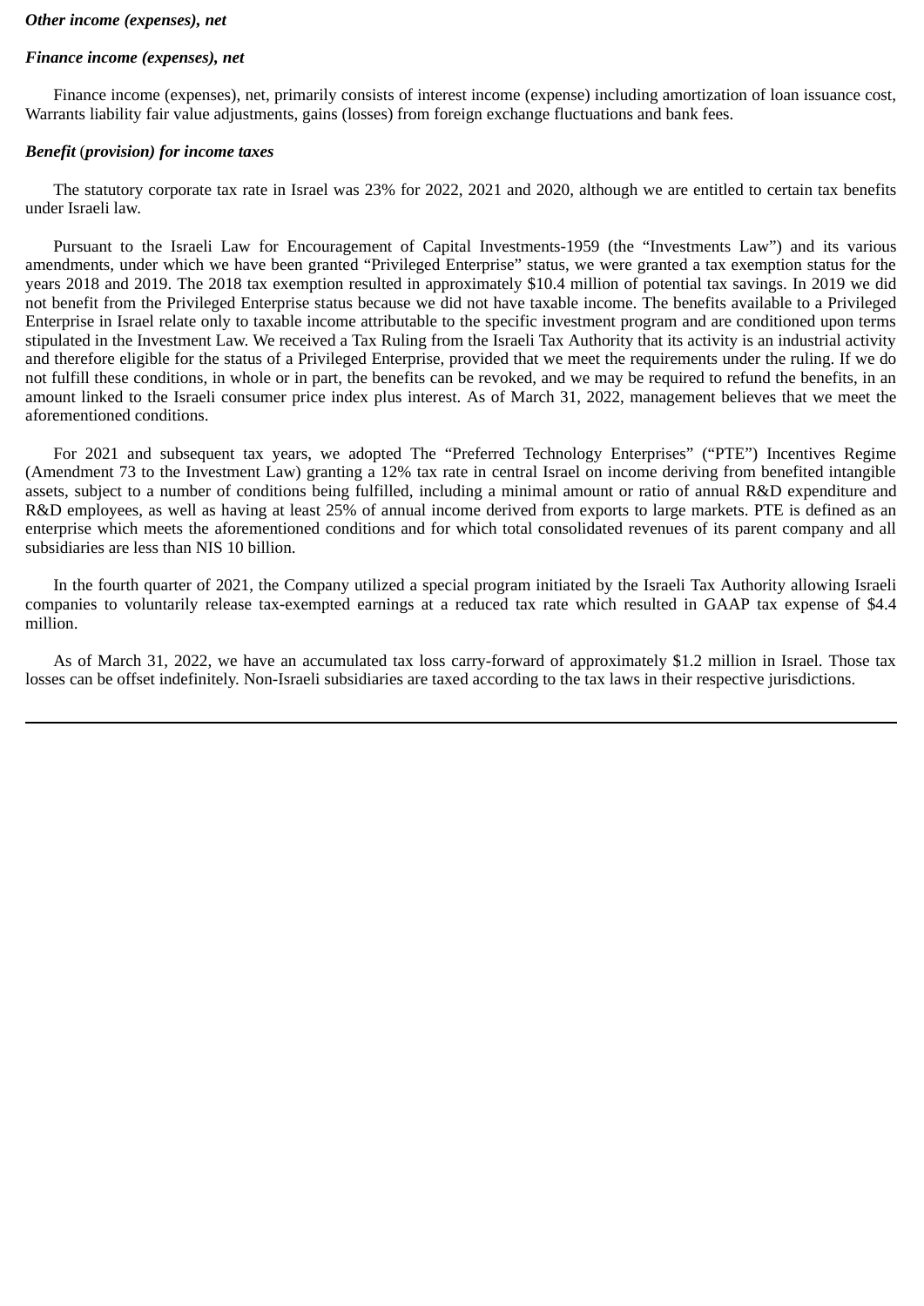***Other income (expenses), net***

***Finance income (expenses), net***

Finance income (expenses), net, primarily consists of interest income (expense) including amortization of loan issuance cost, Warrants liability fair value adjustments, gains (losses) from foreign exchange fluctuations and bank fees.

***Benefit (provision) for income taxes***

The statutory corporate tax rate in Israel was 23% for 2022, 2021 and 2020, although we are entitled to certain tax benefits under Israeli law.

Pursuant to the Israeli Law for Encouragement of Capital Investments-1959 (the "Investments Law") and its various amendments, under which we have been granted "Privileged Enterprise" status, we were granted a tax exemption status for the years 2018 and 2019. The 2018 tax exemption resulted in approximately $10.4 million of potential tax savings. In 2019 we did not benefit from the Privileged Enterprise status because we did not have taxable income. The benefits available to a Privileged Enterprise in Israel relate only to taxable income attributable to the specific investment program and are conditioned upon terms stipulated in the Investment Law. We received a Tax Ruling from the Israeli Tax Authority that its activity is an industrial activity and therefore eligible for the status of a Privileged Enterprise, provided that we meet the requirements under the ruling. If we do not fulfill these conditions, in whole or in part, the benefits can be revoked, and we may be required to refund the benefits, in an amount linked to the Israeli consumer price index plus interest. As of March 31, 2022, management believes that we meet the aforementioned conditions.

For 2021 and subsequent tax years, we adopted The "Preferred Technology Enterprises" ("PTE") Incentives Regime (Amendment 73 to the Investment Law) granting a 12% tax rate in central Israel on income deriving from benefited intangible assets, subject to a number of conditions being fulfilled, including a minimal amount or ratio of annual R&D expenditure and R&D employees, as well as having at least 25% of annual income derived from exports to large markets. PTE is defined as an enterprise which meets the aforementioned conditions and for which total consolidated revenues of its parent company and all subsidiaries are less than NIS 10 billion.

In the fourth quarter of 2021, the Company utilized a special program initiated by the Israeli Tax Authority allowing Israeli companies to voluntarily release tax-exempted earnings at a reduced tax rate which resulted in GAAP tax expense of $4.4 million.

As of March 31, 2022, we have an accumulated tax loss carry-forward of approximately $1.2 million in Israel. Those tax losses can be offset indefinitely. Non-Israeli subsidiaries are taxed according to the tax laws in their respective jurisdictions.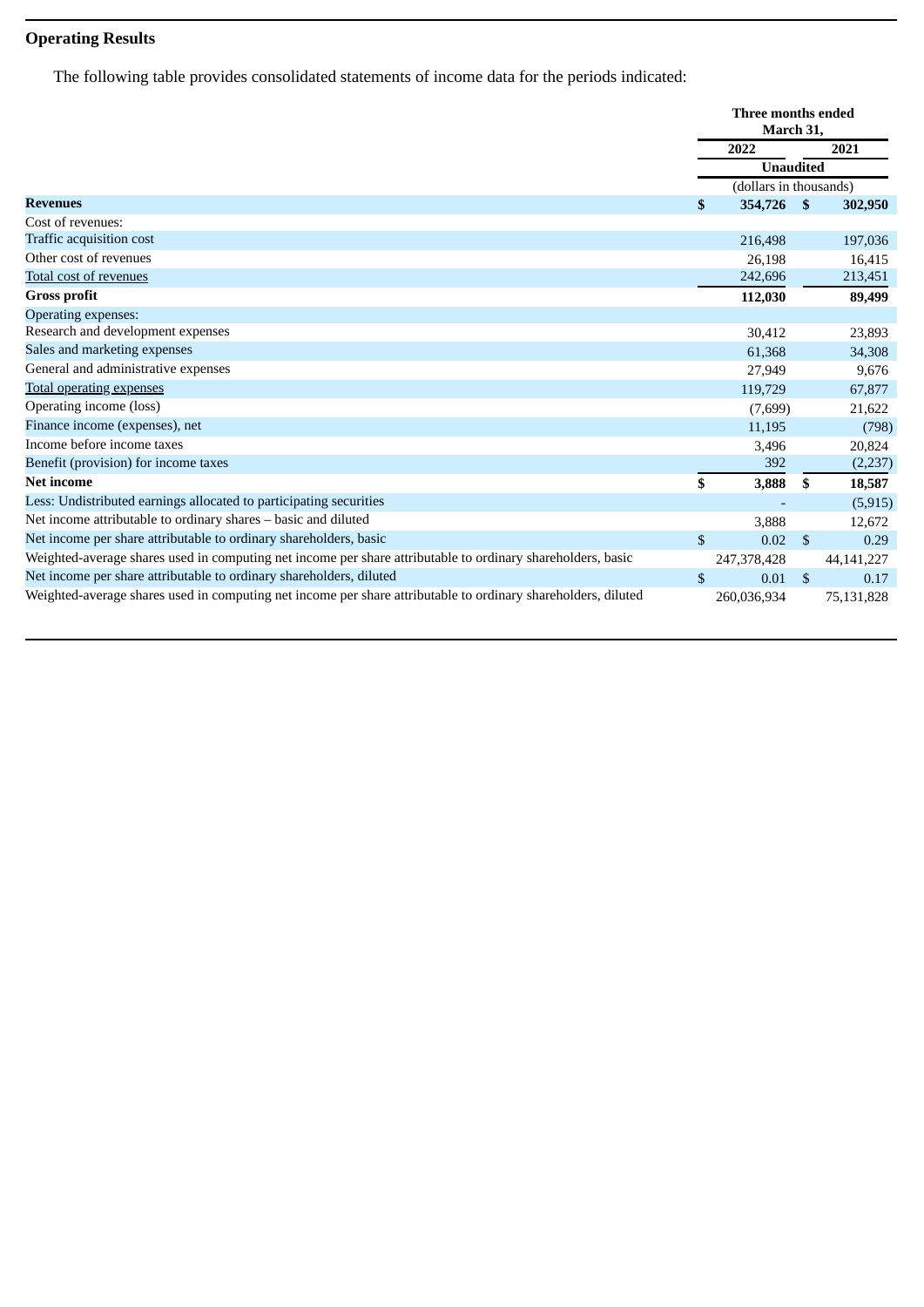## Operating Results

The following table provides consolidated statements of income data for the periods indicated:

| | Three months ended March 31, | |
|---|---|---|
| | 2022 | 2021 |
| | Unaudited | |
| | (dollars in thousands) | |
| **Revenues** | **$ 354,726** | **$ 302,950** |
| Cost of revenues: | | |
| Traffic acquisition cost | 216,498 | 197,036 |
| Other cost of revenues | 26,198 | 16,415 |
| Total cost of revenues | 242,696 | 213,451 |
| **Gross profit** | **112,030** | **89,499** |
| Operating expenses: | | |
| Research and development expenses | 30,412 | 23,893 |
| Sales and marketing expenses | 61,368 | 34,308 |
| General and administrative expenses | 27,949 | 9,676 |
| Total operating expenses | 119,729 | 67,877 |
| Operating income (loss) | (7,699) | 21,622 |
| Finance income (expenses), net | 11,195 | (798) |
| Income before income taxes | 3,496 | 20,824 |
| Benefit (provision) for income taxes | 392 | (2,237) |
| **Net income** | **$ 3,888** | **$ 18,587** |
| Less: Undistributed earnings allocated to participating securities | - | (5,915) |
| Net income attributable to ordinary shares – basic and diluted | 3,888 | 12,672 |
| Net income per share attributable to ordinary shareholders, basic | $ 0.02 | $ 0.29 |
| Weighted-average shares used in computing net income per share attributable to ordinary shareholders, basic | 247,378,428 | 44,141,227 |
| Net income per share attributable to ordinary shareholders, diluted | $ 0.01 | $ 0.17 |
| Weighted-average shares used in computing net income per share attributable to ordinary shareholders, diluted | 260,036,934 | 75,131,828 |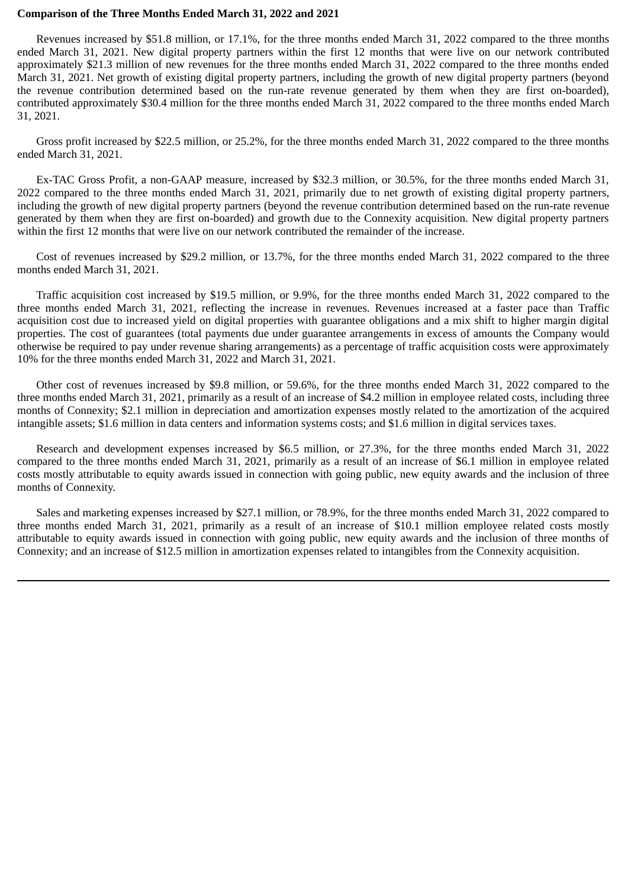**Comparison of the Three Months Ended March 31, 2022 and 2021**

Revenues increased by $51.8 million, or 17.1%, for the three months ended March 31, 2022 compared to the three months ended March 31, 2021. New digital property partners within the first 12 months that were live on our network contributed approximately $21.3 million of new revenues for the three months ended March 31, 2022 compared to the three months ended March 31, 2021. Net growth of existing digital property partners, including the growth of new digital property partners (beyond the revenue contribution determined based on the run-rate revenue generated by them when they are first on-boarded), contributed approximately $30.4 million for the three months ended March 31, 2022 compared to the three months ended March 31, 2021.

Gross profit increased by $22.5 million, or 25.2%, for the three months ended March 31, 2022 compared to the three months ended March 31, 2021.

Ex-TAC Gross Profit, a non-GAAP measure, increased by $32.3 million, or 30.5%, for the three months ended March 31, 2022 compared to the three months ended March 31, 2021, primarily due to net growth of existing digital property partners, including the growth of new digital property partners (beyond the revenue contribution determined based on the run-rate revenue generated by them when they are first on-boarded) and growth due to the Connexity acquisition. New digital property partners within the first 12 months that were live on our network contributed the remainder of the increase.

Cost of revenues increased by $29.2 million, or 13.7%, for the three months ended March 31, 2022 compared to the three months ended March 31, 2021.

Traffic acquisition cost increased by $19.5 million, or 9.9%, for the three months ended March 31, 2022 compared to the three months ended March 31, 2021, reflecting the increase in revenues. Revenues increased at a faster pace than Traffic acquisition cost due to increased yield on digital properties with guarantee obligations and a mix shift to higher margin digital properties. The cost of guarantees (total payments due under guarantee arrangements in excess of amounts the Company would otherwise be required to pay under revenue sharing arrangements) as a percentage of traffic acquisition costs were approximately 10% for the three months ended March 31, 2022 and March 31, 2021.

Other cost of revenues increased by $9.8 million, or 59.6%, for the three months ended March 31, 2022 compared to the three months ended March 31, 2021, primarily as a result of an increase of $4.2 million in employee related costs, including three months of Connexity; $2.1 million in depreciation and amortization expenses mostly related to the amortization of the acquired intangible assets; $1.6 million in data centers and information systems costs; and $1.6 million in digital services taxes.

Research and development expenses increased by $6.5 million, or 27.3%, for the three months ended March 31, 2022 compared to the three months ended March 31, 2021, primarily as a result of an increase of $6.1 million in employee related costs mostly attributable to equity awards issued in connection with going public, new equity awards and the inclusion of three months of Connexity.

Sales and marketing expenses increased by $27.1 million, or 78.9%, for the three months ended March 31, 2022 compared to three months ended March 31, 2021, primarily as a result of an increase of $10.1 million employee related costs mostly attributable to equity awards issued in connection with going public, new equity awards and the inclusion of three months of Connexity; and an increase of $12.5 million in amortization expenses related to intangibles from the Connexity acquisition.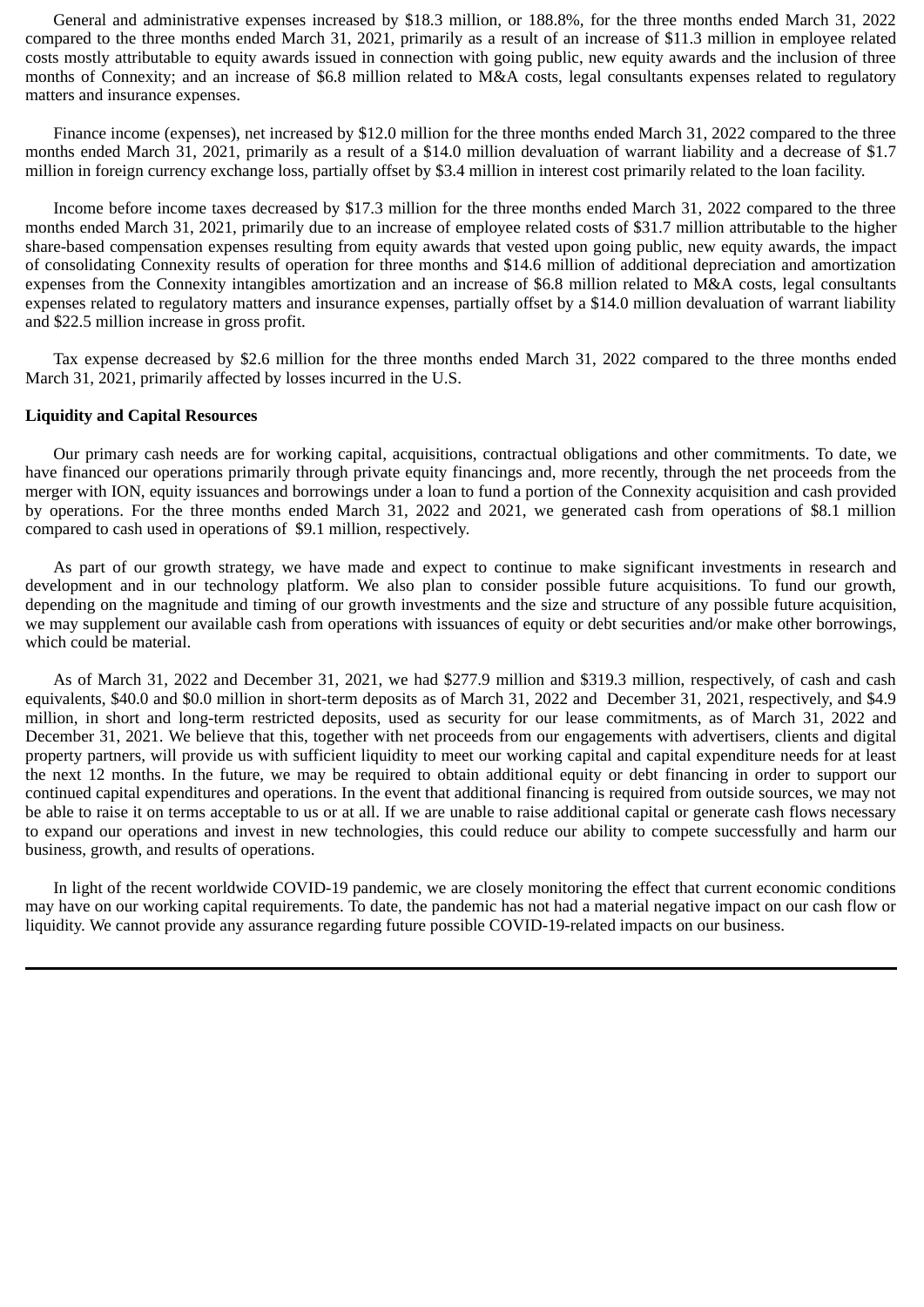General and administrative expenses increased by $18.3 million, or 188.8%, for the three months ended March 31, 2022 compared to the three months ended March 31, 2021, primarily as a result of an increase of $11.3 million in employee related costs mostly attributable to equity awards issued in connection with going public, new equity awards and the inclusion of three months of Connexity; and an increase of $6.8 million related to M&A costs, legal consultants expenses related to regulatory matters and insurance expenses.

Finance income (expenses), net increased by $12.0 million for the three months ended March 31, 2022 compared to the three months ended March 31, 2021, primarily as a result of a $14.0 million devaluation of warrant liability and a decrease of $1.7 million in foreign currency exchange loss, partially offset by $3.4 million in interest cost primarily related to the loan facility.

Income before income taxes decreased by $17.3 million for the three months ended March 31, 2022 compared to the three months ended March 31, 2021, primarily due to an increase of employee related costs of $31.7 million attributable to the higher share-based compensation expenses resulting from equity awards that vested upon going public, new equity awards, the impact of consolidating Connexity results of operation for three months and $14.6 million of additional depreciation and amortization expenses from the Connexity intangibles amortization and an increase of $6.8 million related to M&A costs, legal consultants expenses related to regulatory matters and insurance expenses, partially offset by a $14.0 million devaluation of warrant liability and $22.5 million increase in gross profit.

Tax expense decreased by $2.6 million for the three months ended March 31, 2022 compared to the three months ended March 31, 2021, primarily affected by losses incurred in the U.S.

**Liquidity and Capital Resources**

Our primary cash needs are for working capital, acquisitions, contractual obligations and other commitments. To date, we have financed our operations primarily through private equity financings and, more recently, through the net proceeds from the merger with ION, equity issuances and borrowings under a loan to fund a portion of the Connexity acquisition and cash provided by operations. For the three months ended March 31, 2022 and 2021, we generated cash from operations of $8.1 million compared to cash used in operations of $9.1 million, respectively.

As part of our growth strategy, we have made and expect to continue to make significant investments in research and development and in our technology platform. We also plan to consider possible future acquisitions. To fund our growth, depending on the magnitude and timing of our growth investments and the size and structure of any possible future acquisition, we may supplement our available cash from operations with issuances of equity or debt securities and/or make other borrowings, which could be material.

As of March 31, 2022 and December 31, 2021, we had $277.9 million and $319.3 million, respectively, of cash and cash equivalents, $40.0 and $0.0 million in short-term deposits as of March 31, 2022 and December 31, 2021, respectively, and $4.9 million, in short and long-term restricted deposits, used as security for our lease commitments, as of March 31, 2022 and December 31, 2021. We believe that this, together with net proceeds from our engagements with advertisers, clients and digital property partners, will provide us with sufficient liquidity to meet our working capital and capital expenditure needs for at least the next 12 months. In the future, we may be required to obtain additional equity or debt financing in order to support our continued capital expenditures and operations. In the event that additional financing is required from outside sources, we may not be able to raise it on terms acceptable to us or at all. If we are unable to raise additional capital or generate cash flows necessary to expand our operations and invest in new technologies, this could reduce our ability to compete successfully and harm our business, growth, and results of operations.

In light of the recent worldwide COVID-19 pandemic, we are closely monitoring the effect that current economic conditions may have on our working capital requirements. To date, the pandemic has not had a material negative impact on our cash flow or liquidity. We cannot provide any assurance regarding future possible COVID-19-related impacts on our business.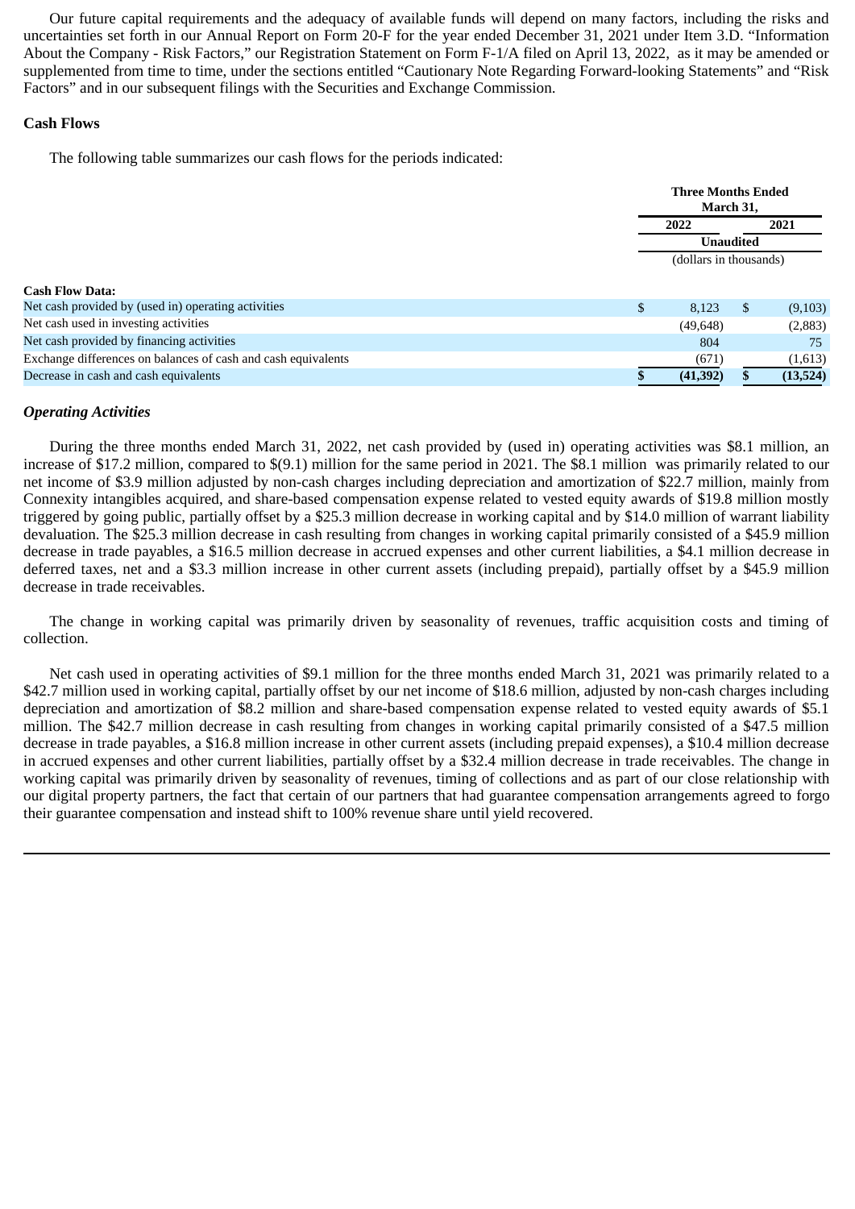Our future capital requirements and the adequacy of available funds will depend on many factors, including the risks and uncertainties set forth in our Annual Report on Form 20-F for the year ended December 31, 2021 under Item 3.D. "Information About the Company - Risk Factors," our Registration Statement on Form F-1/A filed on April 13, 2022, as it may be amended or supplemented from time to time, under the sections entitled "Cautionary Note Regarding Forward-looking Statements" and "Risk Factors" and in our subsequent filings with the Securities and Exchange Commission.

**Cash Flows**

The following table summarizes our cash flows for the periods indicated:

| | Three Months Ended March 31, | |
|---|---|---|
| | 2022 | 2021 |
| | Unaudited | |
| | (dollars in thousands) | |
| **Cash Flow Data:** | | |
| Net cash provided by (used in) operating activities | $ 8,123 | $ (9,103) |
| Net cash used in investing activities | (49,648) | (2,883) |
| Net cash provided by financing activities | 804 | 75 |
| Exchange differences on balances of cash and cash equivalents | (671) | (1,613) |
| Decrease in cash and cash equivalents | **$ (41,392)** | **$ (13,524)** |

***Operating Activities***

During the three months ended March 31, 2022, net cash provided by (used in) operating activities was $8.1 million, an increase of $17.2 million, compared to $(9.1) million for the same period in 2021. The $8.1 million was primarily related to our net income of $3.9 million adjusted by non-cash charges including depreciation and amortization of $22.7 million, mainly from Connexity intangibles acquired, and share-based compensation expense related to vested equity awards of $19.8 million mostly triggered by going public, partially offset by a $25.3 million decrease in working capital and by $14.0 million of warrant liability devaluation. The $25.3 million decrease in cash resulting from changes in working capital primarily consisted of a $45.9 million decrease in trade payables, a $16.5 million decrease in accrued expenses and other current liabilities, a $4.1 million decrease in deferred taxes, net and a $3.3 million increase in other current assets (including prepaid), partially offset by a $45.9 million decrease in trade receivables.

The change in working capital was primarily driven by seasonality of revenues, traffic acquisition costs and timing of collection.

Net cash used in operating activities of $9.1 million for the three months ended March 31, 2021 was primarily related to a $42.7 million used in working capital, partially offset by our net income of $18.6 million, adjusted by non-cash charges including depreciation and amortization of $8.2 million and share-based compensation expense related to vested equity awards of $5.1 million. The $42.7 million decrease in cash resulting from changes in working capital primarily consisted of a $47.5 million decrease in trade payables, a $16.8 million increase in other current assets (including prepaid expenses), a $10.4 million decrease in accrued expenses and other current liabilities, partially offset by a $32.4 million decrease in trade receivables. The change in working capital was primarily driven by seasonality of revenues, timing of collections and as part of our close relationship with our digital property partners, the fact that certain of our partners that had guarantee compensation arrangements agreed to forgo their guarantee compensation and instead shift to 100% revenue share until yield recovered.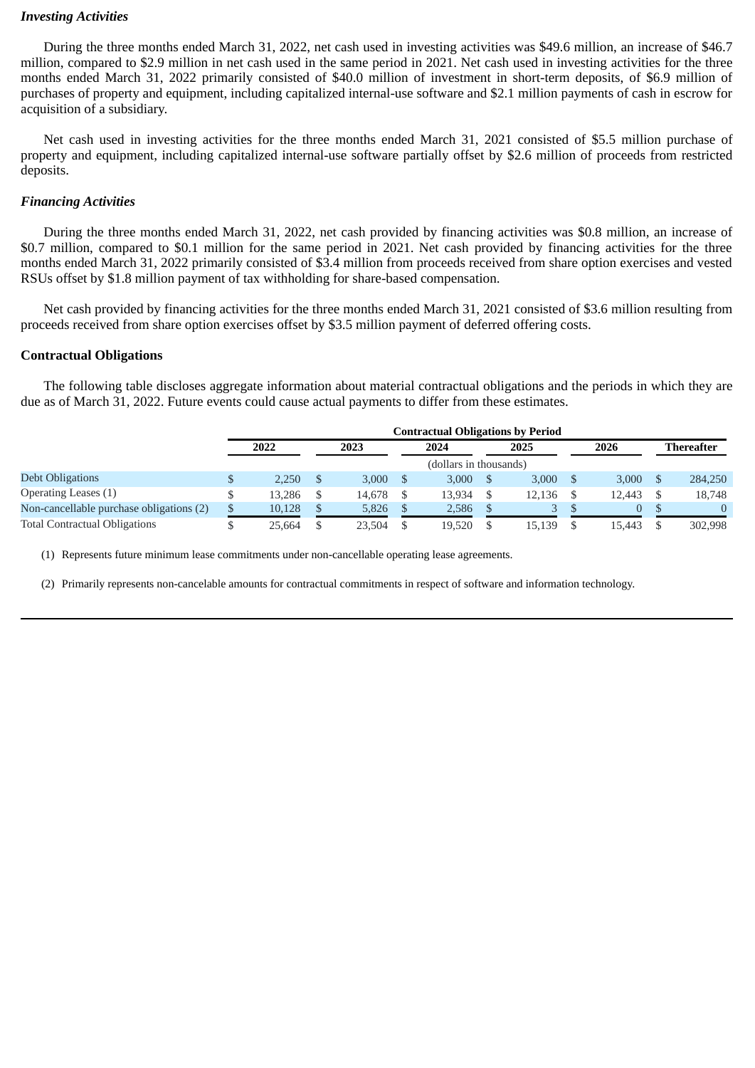***Investing Activities***

During the three months ended March 31, 2022, net cash used in investing activities was $49.6 million, an increase of $46.7 million, compared to $2.9 million in net cash used in the same period in 2021. Net cash used in investing activities for the three months ended March 31, 2022 primarily consisted of $40.0 million of investment in short-term deposits, of $6.9 million of purchases of property and equipment, including capitalized internal-use software and $2.1 million payments of cash in escrow for acquisition of a subsidiary.

Net cash used in investing activities for the three months ended March 31, 2021 consisted of $5.5 million purchase of property and equipment, including capitalized internal-use software partially offset by $2.6 million of proceeds from restricted deposits.

***Financing Activities***

During the three months ended March 31, 2022, net cash provided by financing activities was $0.8 million, an increase of $0.7 million, compared to $0.1 million for the same period in 2021. Net cash provided by financing activities for the three months ended March 31, 2022 primarily consisted of $3.4 million from proceeds received from share option exercises and vested RSUs offset by $1.8 million payment of tax withholding for share-based compensation.

Net cash provided by financing activities for the three months ended March 31, 2021 consisted of $3.6 million resulting from proceeds received from share option exercises offset by $3.5 million payment of deferred offering costs.

**Contractual Obligations**

The following table discloses aggregate information about material contractual obligations and the periods in which they are due as of March 31, 2022. Future events could cause actual payments to differ from these estimates.

| | Contractual Obligations by Period | | | | | |
|---|---|---|---|---|---|---|
| | 2022 | 2023 | 2024 | 2025 | 2026 | Thereafter |
| | (dollars in thousands) | | | | | |
| Debt Obligations | $ 2,250 | $ 3,000 | $ 3,000 | $ 3,000 | $ 3,000 | $ 284,250 |
| Operating Leases (1) | $ 13,286 | $ 14,678 | $ 13,934 | $ 12,136 | $ 12,443 | $ 18,748 |
| Non-cancellable purchase obligations (2) | $ 10,128 | $ 5,826 | $ 2,586 | $ 3 | $ 0 | $ 0 |
| Total Contractual Obligations | $ 25,664 | $ 23,504 | $ 19,520 | $ 15,139 | $ 15,443 | $ 302,998 |

(1) Represents future minimum lease commitments under non-cancellable operating lease agreements.

(2) Primarily represents non-cancelable amounts for contractual commitments in respect of software and information technology.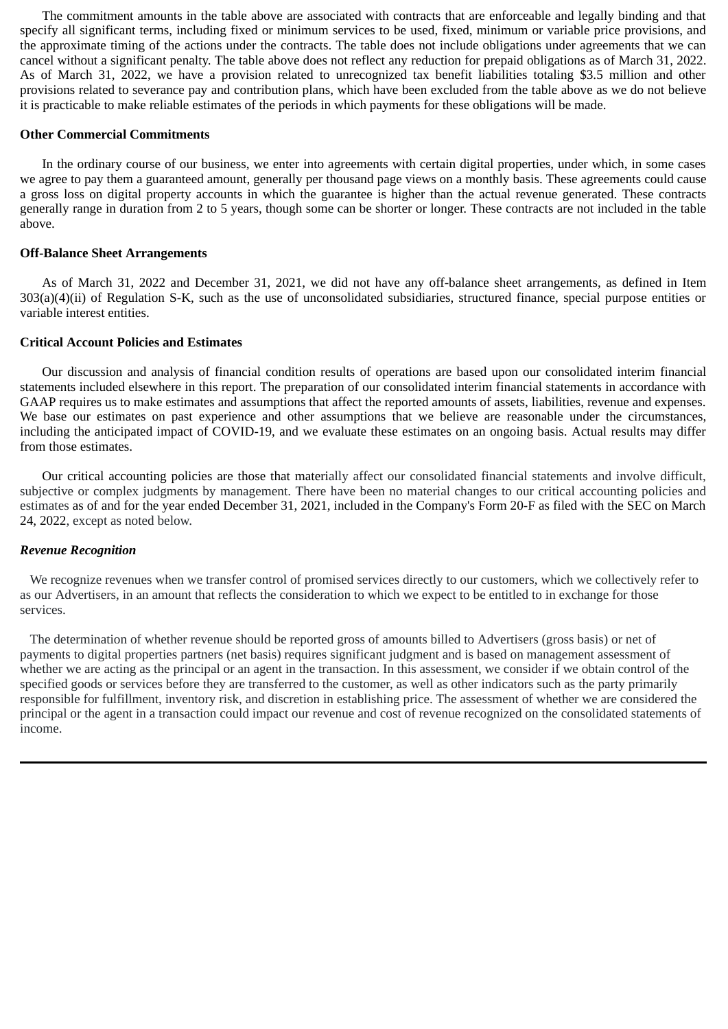The commitment amounts in the table above are associated with contracts that are enforceable and legally binding and that specify all significant terms, including fixed or minimum services to be used, fixed, minimum or variable price provisions, and the approximate timing of the actions under the contracts. The table does not include obligations under agreements that we can cancel without a significant penalty. The table above does not reflect any reduction for prepaid obligations as of March 31, 2022. As of March 31, 2022, we have a provision related to unrecognized tax benefit liabilities totaling $3.5 million and other provisions related to severance pay and contribution plans, which have been excluded from the table above as we do not believe it is practicable to make reliable estimates of the periods in which payments for these obligations will be made.

**Other Commercial Commitments**

In the ordinary course of our business, we enter into agreements with certain digital properties, under which, in some cases we agree to pay them a guaranteed amount, generally per thousand page views on a monthly basis. These agreements could cause a gross loss on digital property accounts in which the guarantee is higher than the actual revenue generated. These contracts generally range in duration from 2 to 5 years, though some can be shorter or longer. These contracts are not included in the table above.

**Off-Balance Sheet Arrangements**

As of March 31, 2022 and December 31, 2021, we did not have any off-balance sheet arrangements, as defined in Item 303(a)(4)(ii) of Regulation S-K, such as the use of unconsolidated subsidiaries, structured finance, special purpose entities or variable interest entities.

**Critical Account Policies and Estimates**

Our discussion and analysis of financial condition results of operations are based upon our consolidated interim financial statements included elsewhere in this report. The preparation of our consolidated interim financial statements in accordance with GAAP requires us to make estimates and assumptions that affect the reported amounts of assets, liabilities, revenue and expenses. We base our estimates on past experience and other assumptions that we believe are reasonable under the circumstances, including the anticipated impact of COVID-19, and we evaluate these estimates on an ongoing basis. Actual results may differ from those estimates.

Our critical accounting policies are those that materially affect our consolidated financial statements and involve difficult, subjective or complex judgments by management. There have been no material changes to our critical accounting policies and estimates as of and for the year ended December 31, 2021, included in the Company's Form 20-F as filed with the SEC on March 24, 2022, except as noted below.

***Revenue Recognition***

We recognize revenues when we transfer control of promised services directly to our customers, which we collectively refer to as our Advertisers, in an amount that reflects the consideration to which we expect to be entitled to in exchange for those services.

The determination of whether revenue should be reported gross of amounts billed to Advertisers (gross basis) or net of payments to digital properties partners (net basis) requires significant judgment and is based on management assessment of whether we are acting as the principal or an agent in the transaction. In this assessment, we consider if we obtain control of the specified goods or services before they are transferred to the customer, as well as other indicators such as the party primarily responsible for fulfillment, inventory risk, and discretion in establishing price. The assessment of whether we are considered the principal or the agent in a transaction could impact our revenue and cost of revenue recognized on the consolidated statements of income.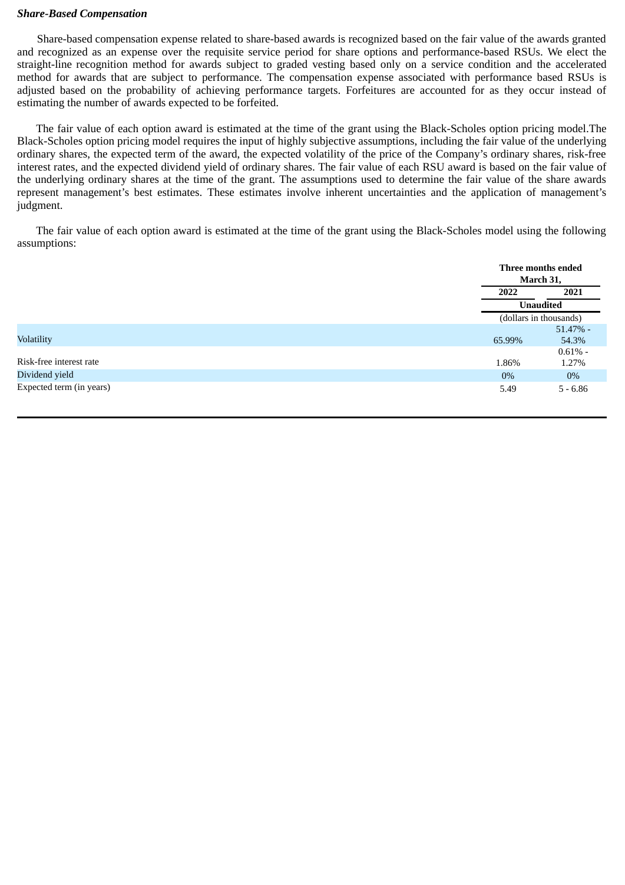***Share-Based Compensation***

Share-based compensation expense related to share-based awards is recognized based on the fair value of the awards granted and recognized as an expense over the requisite service period for share options and performance-based RSUs. We elect the straight-line recognition method for awards subject to graded vesting based only on a service condition and the accelerated method for awards that are subject to performance. The compensation expense associated with performance based RSUs is adjusted based on the probability of achieving performance targets. Forfeitures are accounted for as they occur instead of estimating the number of awards expected to be forfeited.

The fair value of each option award is estimated at the time of the grant using the Black-Scholes option pricing model.The Black-Scholes option pricing model requires the input of highly subjective assumptions, including the fair value of the underlying ordinary shares, the expected term of the award, the expected volatility of the price of the Company's ordinary shares, risk-free interest rates, and the expected dividend yield of ordinary shares. The fair value of each RSU award is based on the fair value of the underlying ordinary shares at the time of the grant. The assumptions used to determine the fair value of the share awards represent management's best estimates. These estimates involve inherent uncertainties and the application of management's judgment.

The fair value of each option award is estimated at the time of the grant using the Black-Scholes model using the following assumptions:

| | Three months ended March 31, | |
|---|---|---|
| | **2022** | **2021** |
| | **Unaudited** | |
| | (dollars in thousands) | |
| Volatility | 65.99% | 51.47% - 54.3% |
| Risk-free interest rate | 1.86% | 0.61% - 1.27% |
| Dividend yield | 0% | 0% |
| Expected term (in years) | 5.49 | 5 - 6.86 |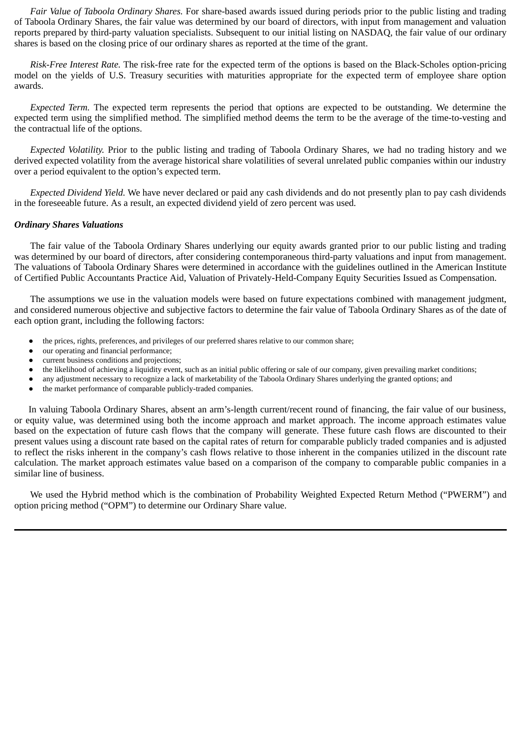*Fair Value of Taboola Ordinary Shares.* For share-based awards issued during periods prior to the public listing and trading of Taboola Ordinary Shares, the fair value was determined by our board of directors, with input from management and valuation reports prepared by third-party valuation specialists. Subsequent to our initial listing on NASDAQ, the fair value of our ordinary shares is based on the closing price of our ordinary shares as reported at the time of the grant.

*Risk-Free Interest Rate.* The risk-free rate for the expected term of the options is based on the Black-Scholes option-pricing model on the yields of U.S. Treasury securities with maturities appropriate for the expected term of employee share option awards.

*Expected Term.* The expected term represents the period that options are expected to be outstanding. We determine the expected term using the simplified method. The simplified method deems the term to be the average of the time-to-vesting and the contractual life of the options.

*Expected Volatility.* Prior to the public listing and trading of Taboola Ordinary Shares, we had no trading history and we derived expected volatility from the average historical share volatilities of several unrelated public companies within our industry over a period equivalent to the option's expected term.

*Expected Dividend Yield.* We have never declared or paid any cash dividends and do not presently plan to pay cash dividends in the foreseeable future. As a result, an expected dividend yield of zero percent was used.

***Ordinary Shares Valuations***

The fair value of the Taboola Ordinary Shares underlying our equity awards granted prior to our public listing and trading was determined by our board of directors, after considering contemporaneous third-party valuations and input from management. The valuations of Taboola Ordinary Shares were determined in accordance with the guidelines outlined in the American Institute of Certified Public Accountants Practice Aid, Valuation of Privately-Held-Company Equity Securities Issued as Compensation.

The assumptions we use in the valuation models were based on future expectations combined with management judgment, and considered numerous objective and subjective factors to determine the fair value of Taboola Ordinary Shares as of the date of each option grant, including the following factors:

- the prices, rights, preferences, and privileges of our preferred shares relative to our common share;
- our operating and financial performance;
- current business conditions and projections;
- the likelihood of achieving a liquidity event, such as an initial public offering or sale of our company, given prevailing market conditions;
- any adjustment necessary to recognize a lack of marketability of the Taboola Ordinary Shares underlying the granted options; and
- the market performance of comparable publicly-traded companies.

In valuing Taboola Ordinary Shares, absent an arm's-length current/recent round of financing, the fair value of our business, or equity value, was determined using both the income approach and market approach. The income approach estimates value based on the expectation of future cash flows that the company will generate. These future cash flows are discounted to their present values using a discount rate based on the capital rates of return for comparable publicly traded companies and is adjusted to reflect the risks inherent in the company's cash flows relative to those inherent in the companies utilized in the discount rate calculation. The market approach estimates value based on a comparison of the company to comparable public companies in a similar line of business.

We used the Hybrid method which is the combination of Probability Weighted Expected Return Method ("PWERM") and option pricing method ("OPM") to determine our Ordinary Share value.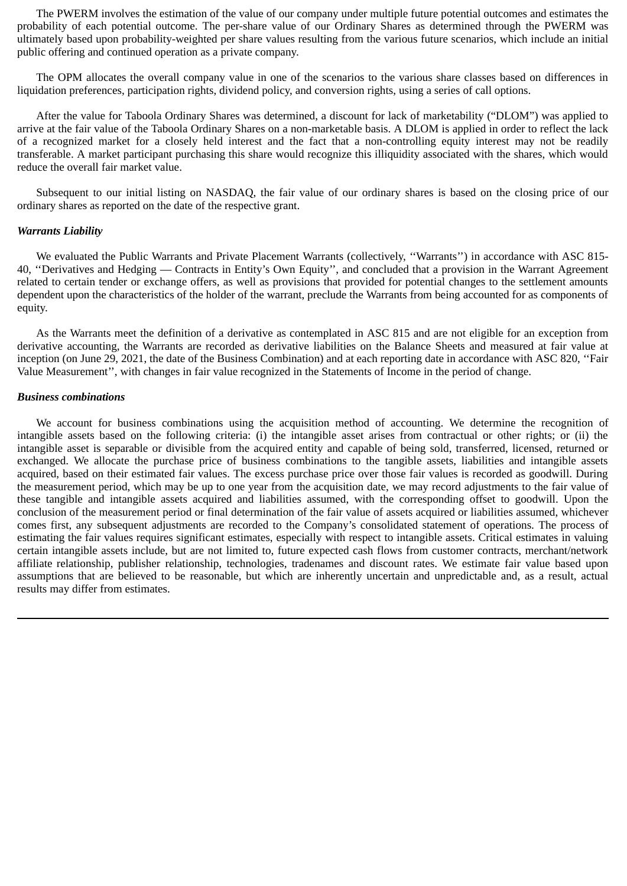The PWERM involves the estimation of the value of our company under multiple future potential outcomes and estimates the probability of each potential outcome. The per-share value of our Ordinary Shares as determined through the PWERM was ultimately based upon probability-weighted per share values resulting from the various future scenarios, which include an initial public offering and continued operation as a private company.

The OPM allocates the overall company value in one of the scenarios to the various share classes based on differences in liquidation preferences, participation rights, dividend policy, and conversion rights, using a series of call options.

After the value for Taboola Ordinary Shares was determined, a discount for lack of marketability ("DLOM") was applied to arrive at the fair value of the Taboola Ordinary Shares on a non-marketable basis. A DLOM is applied in order to reflect the lack of a recognized market for a closely held interest and the fact that a non-controlling equity interest may not be readily transferable. A market participant purchasing this share would recognize this illiquidity associated with the shares, which would reduce the overall fair market value.

Subsequent to our initial listing on NASDAQ, the fair value of our ordinary shares is based on the closing price of our ordinary shares as reported on the date of the respective grant.

***Warrants Liability***

We evaluated the Public Warrants and Private Placement Warrants (collectively, ''Warrants'') in accordance with ASC 815-40, ''Derivatives and Hedging — Contracts in Entity's Own Equity'', and concluded that a provision in the Warrant Agreement related to certain tender or exchange offers, as well as provisions that provided for potential changes to the settlement amounts dependent upon the characteristics of the holder of the warrant, preclude the Warrants from being accounted for as components of equity.

As the Warrants meet the definition of a derivative as contemplated in ASC 815 and are not eligible for an exception from derivative accounting, the Warrants are recorded as derivative liabilities on the Balance Sheets and measured at fair value at inception (on June 29, 2021, the date of the Business Combination) and at each reporting date in accordance with ASC 820, ''Fair Value Measurement'', with changes in fair value recognized in the Statements of Income in the period of change.

***Business combinations***

We account for business combinations using the acquisition method of accounting. We determine the recognition of intangible assets based on the following criteria: (i) the intangible asset arises from contractual or other rights; or (ii) the intangible asset is separable or divisible from the acquired entity and capable of being sold, transferred, licensed, returned or exchanged. We allocate the purchase price of business combinations to the tangible assets, liabilities and intangible assets acquired, based on their estimated fair values. The excess purchase price over those fair values is recorded as goodwill. During the measurement period, which may be up to one year from the acquisition date, we may record adjustments to the fair value of these tangible and intangible assets acquired and liabilities assumed, with the corresponding offset to goodwill. Upon the conclusion of the measurement period or final determination of the fair value of assets acquired or liabilities assumed, whichever comes first, any subsequent adjustments are recorded to the Company's consolidated statement of operations. The process of estimating the fair values requires significant estimates, especially with respect to intangible assets. Critical estimates in valuing certain intangible assets include, but are not limited to, future expected cash flows from customer contracts, merchant/network affiliate relationship, publisher relationship, technologies, tradenames and discount rates. We estimate fair value based upon assumptions that are believed to be reasonable, but which are inherently uncertain and unpredictable and, as a result, actual results may differ from estimates.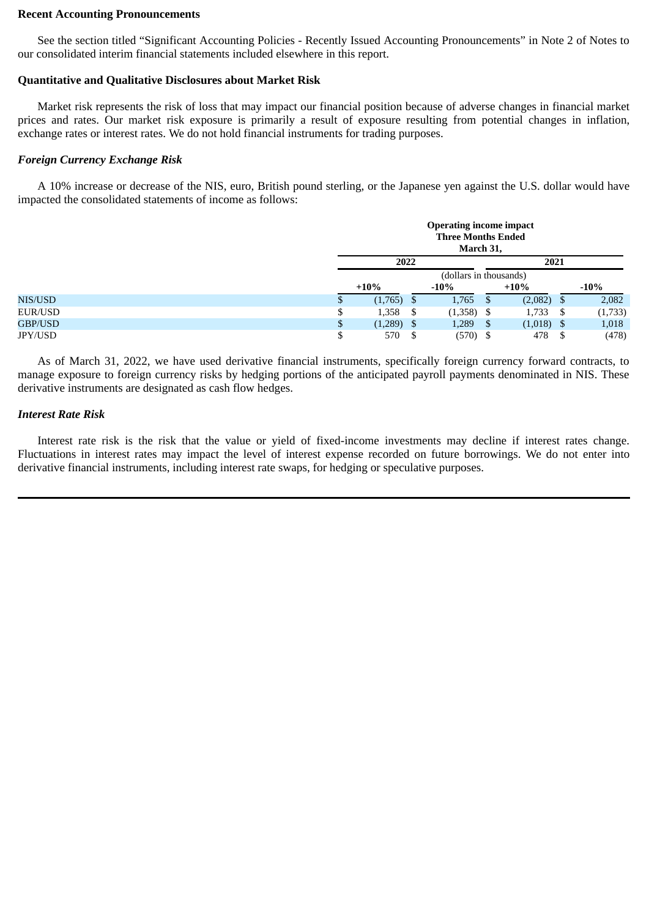**Recent Accounting Pronouncements**

See the section titled "Significant Accounting Policies - Recently Issued Accounting Pronouncements" in Note 2 of Notes to our consolidated interim financial statements included elsewhere in this report.

**Quantitative and Qualitative Disclosures about Market Risk**

Market risk represents the risk of loss that may impact our financial position because of adverse changes in financial market prices and rates. Our market risk exposure is primarily a result of exposure resulting from potential changes in inflation, exchange rates or interest rates. We do not hold financial instruments for trading purposes.

***Foreign Currency Exchange Risk***

A 10% increase or decrease of the NIS, euro, British pound sterling, or the Japanese yen against the U.S. dollar would have impacted the consolidated statements of income as follows:

| | Operating income impact Three Months Ended March 31, | | | |
|---|---|---|---|---|
| | 2022 | | 2021 | |
| | (dollars in thousands) | | | |
| | +10% | -10% | +10% | -10% |
| NIS/USD | $ (1,765) | $ 1,765 | $ (2,082) | $ 2,082 |
| EUR/USD | $ 1,358 | $ (1,358) | $ 1,733 | $ (1,733) |
| GBP/USD | $ (1,289) | $ 1,289 | $ (1,018) | $ 1,018 |
| JPY/USD | $ 570 | $ (570) | $ 478 | $ (478) |

As of March 31, 2022, we have used derivative financial instruments, specifically foreign currency forward contracts, to manage exposure to foreign currency risks by hedging portions of the anticipated payroll payments denominated in NIS. These derivative instruments are designated as cash flow hedges.

***Interest Rate Risk***

Interest rate risk is the risk that the value or yield of fixed-income investments may decline if interest rates change. Fluctuations in interest rates may impact the level of interest expense recorded on future borrowings. We do not enter into derivative financial instruments, including interest rate swaps, for hedging or speculative purposes.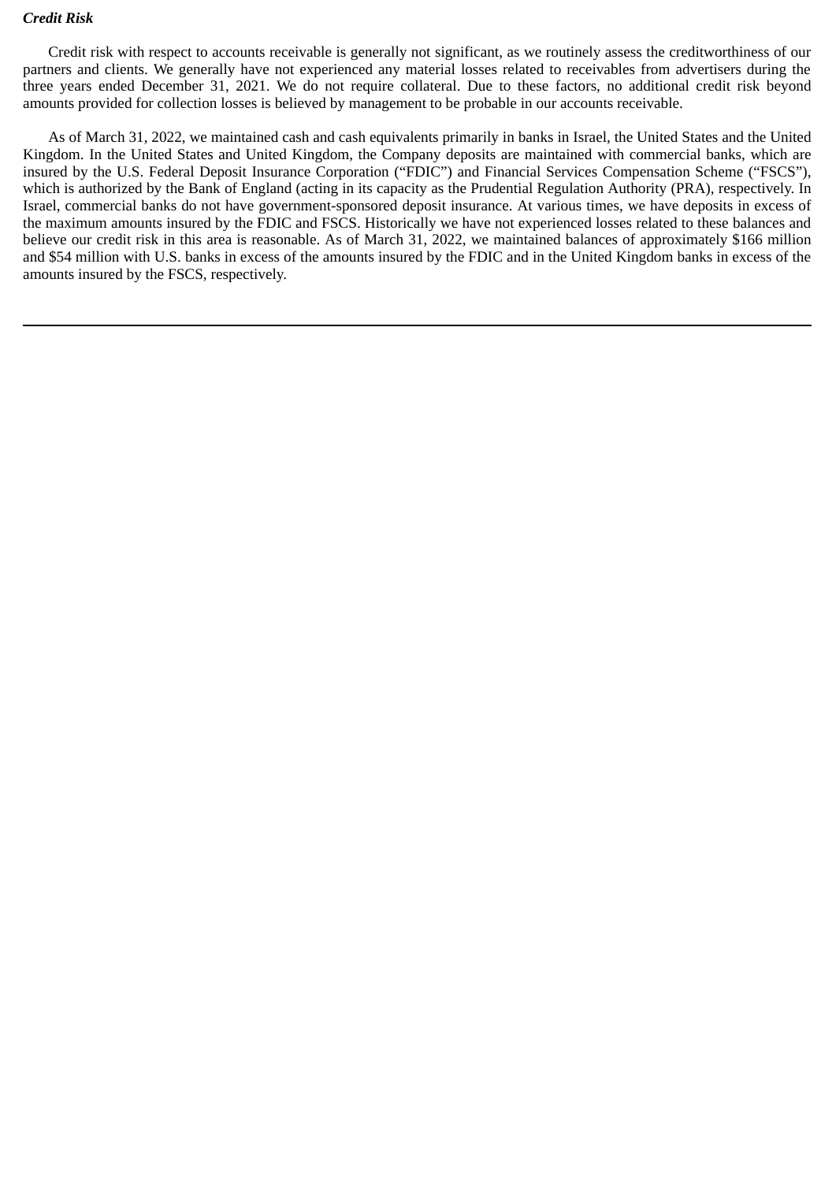***Credit Risk***

Credit risk with respect to accounts receivable is generally not significant, as we routinely assess the creditworthiness of our partners and clients. We generally have not experienced any material losses related to receivables from advertisers during the three years ended December 31, 2021. We do not require collateral. Due to these factors, no additional credit risk beyond amounts provided for collection losses is believed by management to be probable in our accounts receivable.

As of March 31, 2022, we maintained cash and cash equivalents primarily in banks in Israel, the United States and the United Kingdom. In the United States and United Kingdom, the Company deposits are maintained with commercial banks, which are insured by the U.S. Federal Deposit Insurance Corporation ("FDIC") and Financial Services Compensation Scheme ("FSCS"), which is authorized by the Bank of England (acting in its capacity as the Prudential Regulation Authority (PRA), respectively. In Israel, commercial banks do not have government-sponsored deposit insurance. At various times, we have deposits in excess of the maximum amounts insured by the FDIC and FSCS. Historically we have not experienced losses related to these balances and believe our credit risk in this area is reasonable. As of March 31, 2022, we maintained balances of approximately $166 million and $54 million with U.S. banks in excess of the amounts insured by the FDIC and in the United Kingdom banks in excess of the amounts insured by the FSCS, respectively.